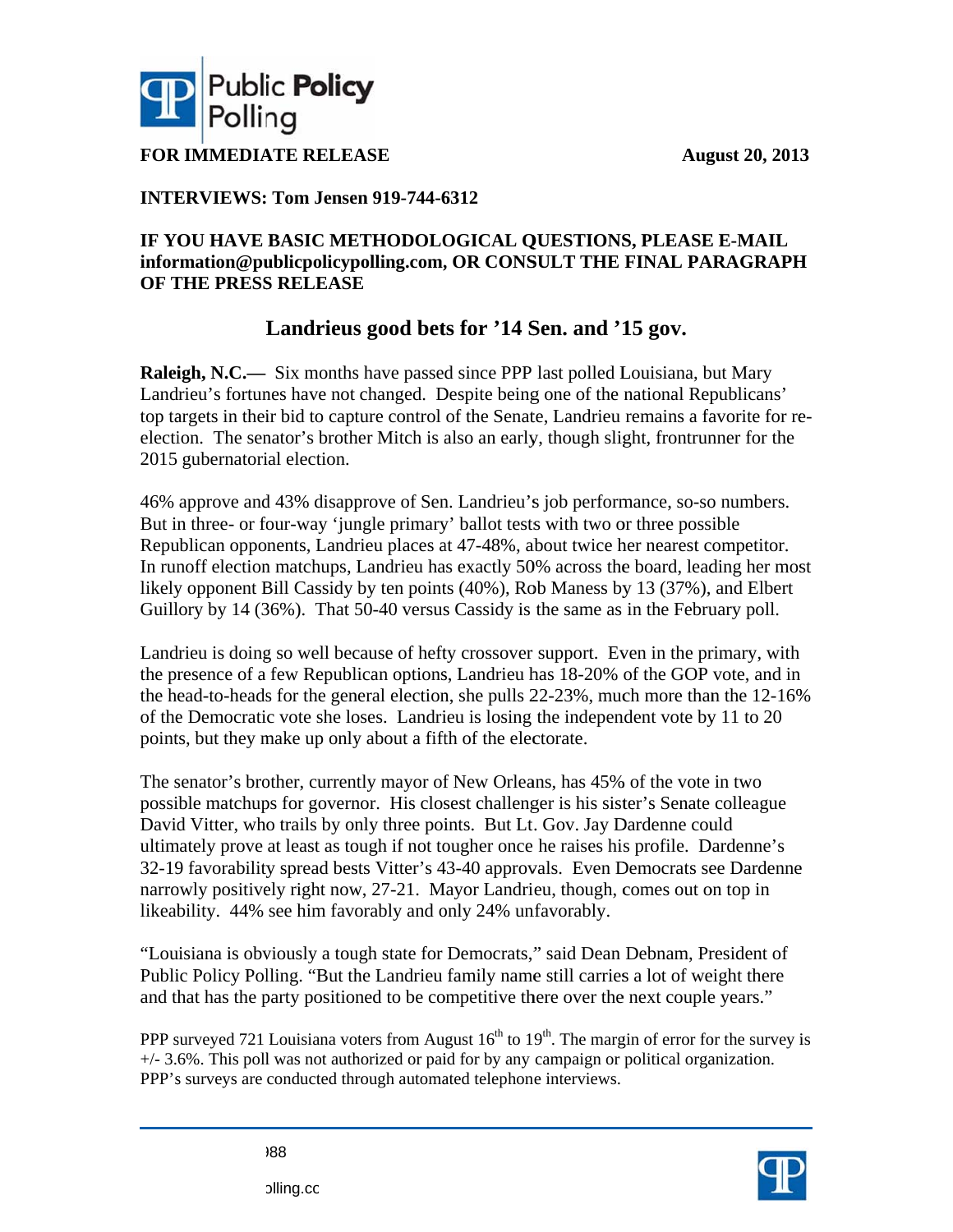**FOR IMMEDIATE RELEASE** **August 20, 2013**

**INTERVIEWS: Tom Jensen 919-744-6312**

**IF YOU HAVE BASIC METHODOLOGICAL QUESTIONS, PLEASE E-MAIL information@publicpolicypolling.com, OR CONSULT THE FINAL PARAGRAPH OF THE PRESS RELEASE**

## Landrieus good bets for '14 Sen. and '15 gov.

**Raleigh, N.C.—** Six months have passed since PPP last polled Louisiana, but Mary Landrieu's fortunes have not changed. Despite being one of the national Republicans' top targets in their bid to capture control of the Senate, Landrieu remains a favorite for re-election. The senator's brother Mitch is also an early, though slight, frontrunner for the 2015 gubernatorial election.

46% approve and 43% disapprove of Sen. Landrieu's job performance, so-so numbers. But in three- or four-way 'jungle primary' ballot tests with two or three possible Republican opponents, Landrieu places at 47-48%, about twice her nearest competitor. In runoff election matchups, Landrieu has exactly 50% across the board, leading her most likely opponent Bill Cassidy by ten points (40%), Rob Maness by 13 (37%), and Elbert Guillory by 14 (36%). That 50-40 versus Cassidy is the same as in the February poll.

Landrieu is doing so well because of hefty crossover support. Even in the primary, with the presence of a few Republican options, Landrieu has 18-20% of the GOP vote, and in the head-to-heads for the general election, she pulls 22-23%, much more than the 12-16% of the Democratic vote she loses. Landrieu is losing the independent vote by 11 to 20 points, but they make up only about a fifth of the electorate.

The senator's brother, currently mayor of New Orleans, has 45% of the vote in two possible matchups for governor. His closest challenger is his sister's Senate colleague David Vitter, who trails by only three points. But Lt. Gov. Jay Dardenne could ultimately prove at least as tough if not tougher once he raises his profile. Dardenne's 32-19 favorability spread bests Vitter's 43-40 approvals. Even Democrats see Dardenne narrowly positively right now, 27-21. Mayor Landrieu, though, comes out on top in likeability. 44% see him favorably and only 24% unfavorably.

"Louisiana is obviously a tough state for Democrats," said Dean Debnam, President of Public Policy Polling. "But the Landrieu family name still carries a lot of weight there and that has the party positioned to be competitive there over the next couple years."

PPP surveyed 721 Louisiana voters from August 16th to 19th. The margin of error for the survey is +/- 3.6%. This poll was not authorized or paid for by any campaign or political organization. PPP's surveys are conducted through automated telephone interviews.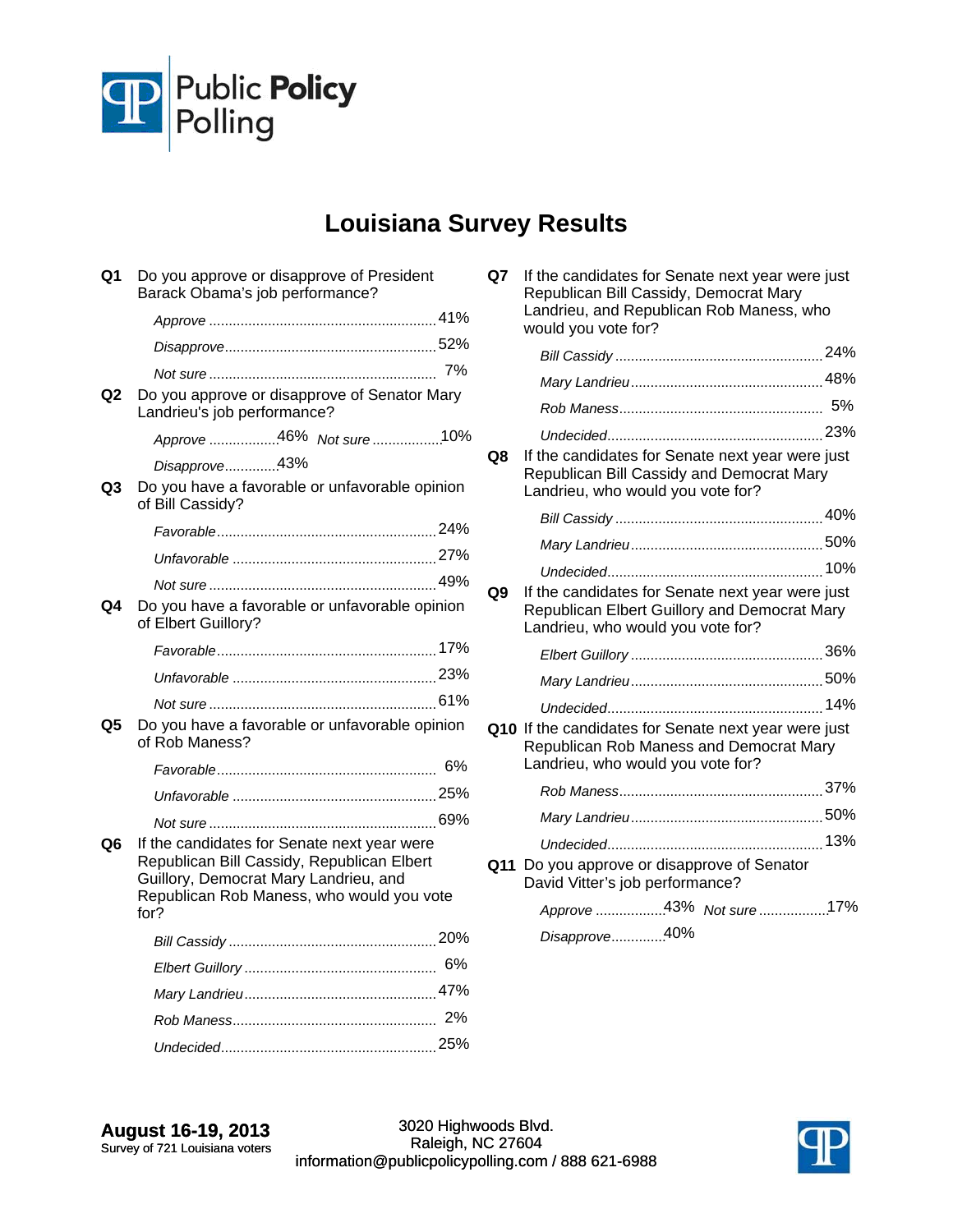Public Policy Polling

# Louisiana Survey Results

**Q1** Do you approve or disapprove of President Barack Obama's job performance?

| | |
|---|---|
| *Approve* | 41% |
| *Disapprove* | 52% |
| *Not sure* | 7% |

**Q2** Do you approve or disapprove of Senator Mary Landrieu's job performance?

| | |
|---|---|
| *Approve* | 46% |
| *Disapprove* | 43% |
| *Not sure* | 10% |

**Q3** Do you have a favorable or unfavorable opinion of Bill Cassidy?

| | |
|---|---|
| *Favorable* | 24% |
| *Unfavorable* | 27% |
| *Not sure* | 49% |

**Q4** Do you have a favorable or unfavorable opinion of Elbert Guillory?

| | |
|---|---|
| *Favorable* | 17% |
| *Unfavorable* | 23% |
| *Not sure* | 61% |

**Q5** Do you have a favorable or unfavorable opinion of Rob Maness?

| | |
|---|---|
| *Favorable* | 6% |
| *Unfavorable* | 25% |
| *Not sure* | 69% |

**Q6** If the candidates for Senate next year were Republican Bill Cassidy, Republican Elbert Guillory, Democrat Mary Landrieu, and Republican Rob Maness, who would you vote for?

| | |
|---|---|
| *Bill Cassidy* | 20% |
| *Elbert Guillory* | 6% |
| *Mary Landrieu* | 47% |
| *Rob Maness* | 2% |
| *Undecided* | 25% |

**Q7** If the candidates for Senate next year were just Republican Bill Cassidy, Democrat Mary Landrieu, and Republican Rob Maness, who would you vote for?

| | |
|---|---|
| *Bill Cassidy* | 24% |
| *Mary Landrieu* | 48% |
| *Rob Maness* | 5% |
| *Undecided* | 23% |

**Q8** If the candidates for Senate next year were just Republican Bill Cassidy and Democrat Mary Landrieu, who would you vote for?

| | |
|---|---|
| *Bill Cassidy* | 40% |
| *Mary Landrieu* | 50% |
| *Undecided* | 10% |

**Q9** If the candidates for Senate next year were just Republican Elbert Guillory and Democrat Mary Landrieu, who would you vote for?

| | |
|---|---|
| *Elbert Guillory* | 36% |
| *Mary Landrieu* | 50% |
| *Undecided* | 14% |

**Q10** If the candidates for Senate next year were just Republican Rob Maness and Democrat Mary Landrieu, who would you vote for?

| | |
|---|---|
| *Rob Maness* | 37% |
| *Mary Landrieu* | 50% |
| *Undecided* | 13% |

**Q11** Do you approve or disapprove of Senator David Vitter's job performance?

| | |
|---|---|
| *Approve* | 43% |
| *Disapprove* | 40% |
| *Not sure* | 17% |

**August 16-19, 2013**
Survey of 721 Louisiana voters

3020 Highwoods Blvd.
Raleigh, NC 27604
information@publicpolicypolling.com / 888 621-6988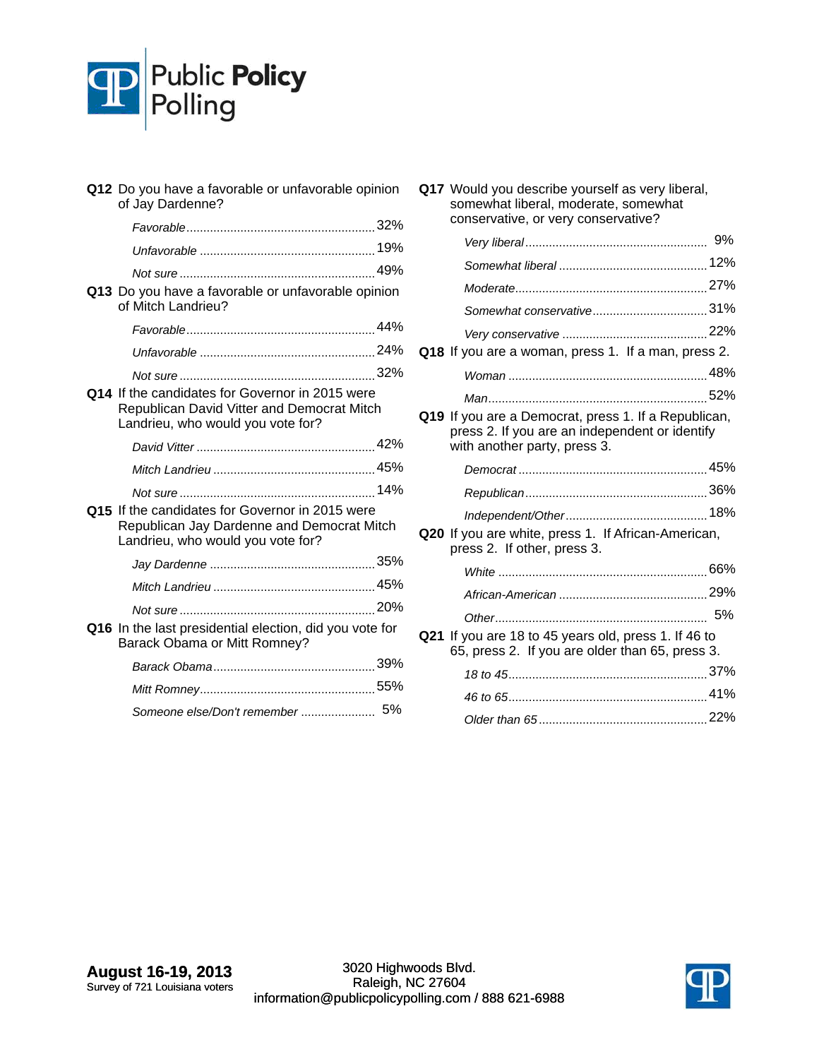**Q12** Do you have a favorable or unfavorable opinion of Jay Dardenne?

| | |
|---|---|
| *Favorable* | 32% |
| *Unfavorable* | 19% |
| *Not sure* | 49% |

**Q13** Do you have a favorable or unfavorable opinion of Mitch Landrieu?

| | |
|---|---|
| *Favorable* | 44% |
| *Unfavorable* | 24% |
| *Not sure* | 32% |

**Q14** If the candidates for Governor in 2015 were Republican David Vitter and Democrat Mitch Landrieu, who would you vote for?

| | |
|---|---|
| *David Vitter* | 42% |
| *Mitch Landrieu* | 45% |
| *Not sure* | 14% |

**Q15** If the candidates for Governor in 2015 were Republican Jay Dardenne and Democrat Mitch Landrieu, who would you vote for?

| | |
|---|---|
| *Jay Dardenne* | 35% |
| *Mitch Landrieu* | 45% |
| *Not sure* | 20% |

**Q16** In the last presidential election, did you vote for Barack Obama or Mitt Romney?

| | |
|---|---|
| *Barack Obama* | 39% |
| *Mitt Romney* | 55% |
| *Someone else/Don't remember* | 5% |

**Q17** Would you describe yourself as very liberal, somewhat liberal, moderate, somewhat conservative, or very conservative?

| | |
|---|---|
| *Very liberal* | 9% |
| *Somewhat liberal* | 12% |
| *Moderate* | 27% |
| *Somewhat conservative* | 31% |
| *Very conservative* | 22% |

**Q18** If you are a woman, press 1. If a man, press 2.

| | |
|---|---|
| *Woman* | 48% |
| *Man* | 52% |

**Q19** If you are a Democrat, press 1. If a Republican, press 2. If you are an independent or identify with another party, press 3.

| | |
|---|---|
| *Democrat* | 45% |
| *Republican* | 36% |
| *Independent/Other* | 18% |

**Q20** If you are white, press 1. If African-American, press 2. If other, press 3.

| | |
|---|---|
| *White* | 66% |
| *African-American* | 29% |
| *Other* | 5% |

**Q21** If you are 18 to 45 years old, press 1. If 46 to 65, press 2. If you are older than 65, press 3.

| | |
|---|---|
| *18 to 45* | 37% |
| *46 to 65* | 41% |
| *Older than 65* | 22% |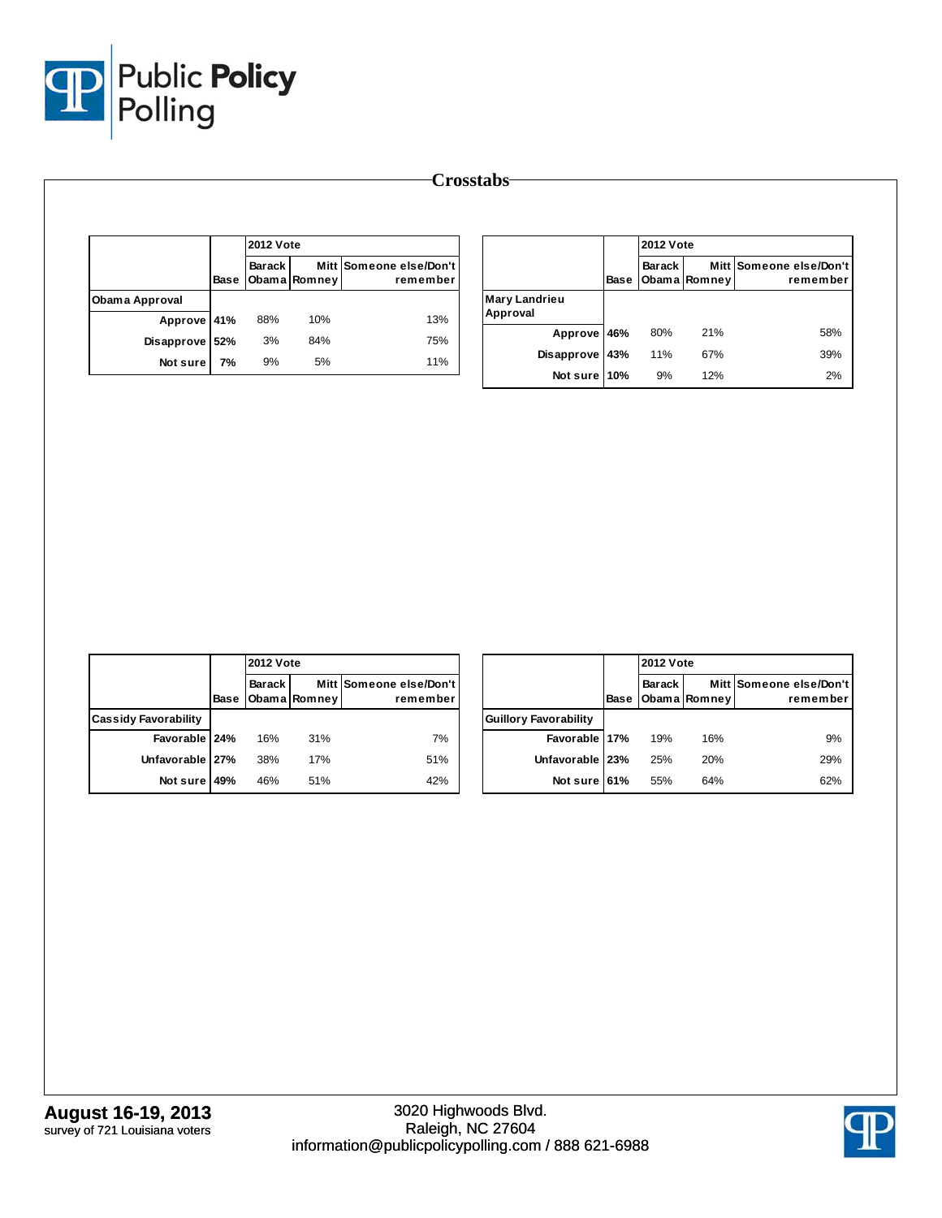# Crosstabs

| | Base | 2012 Vote | | |
|---|---|---|---|---|
| | | Barack Obama | Mitt Romney | Someone else/Don't remember |
| **Obama Approval** | | | | |
| Approve | 41% | 88% | 10% | 13% |
| Disapprove | 52% | 3% | 84% | 75% |
| Not sure | 7% | 9% | 5% | 11% |

| | Base | 2012 Vote | | |
|---|---|---|---|---|
| | | Barack Obama | Mitt Romney | Someone else/Don't remember |
| **Mary Landrieu Approval** | | | | |
| Approve | 46% | 80% | 21% | 58% |
| Disapprove | 43% | 11% | 67% | 39% |
| Not sure | 10% | 9% | 12% | 2% |

| | Base | 2012 Vote | | |
|---|---|---|---|---|
| | | Barack Obama | Mitt Romney | Someone else/Don't remember |
| **Cassidy Favorability** | | | | |
| Favorable | 24% | 16% | 31% | 7% |
| Unfavorable | 27% | 38% | 17% | 51% |
| Not sure | 49% | 46% | 51% | 42% |

| | Base | 2012 Vote | | |
|---|---|---|---|---|
| | | Barack Obama | Mitt Romney | Someone else/Don't remember |
| **Guillory Favorability** | | | | |
| Favorable | 17% | 19% | 16% | 9% |
| Unfavorable | 23% | 25% | 20% | 29% |
| Not sure | 61% | 55% | 64% | 62% |

**August 16-19, 2013**
survey of 721 Louisiana voters

3020 Highwoods Blvd.
Raleigh, NC 27604
information@publicpolicypolling.com / 888 621-6988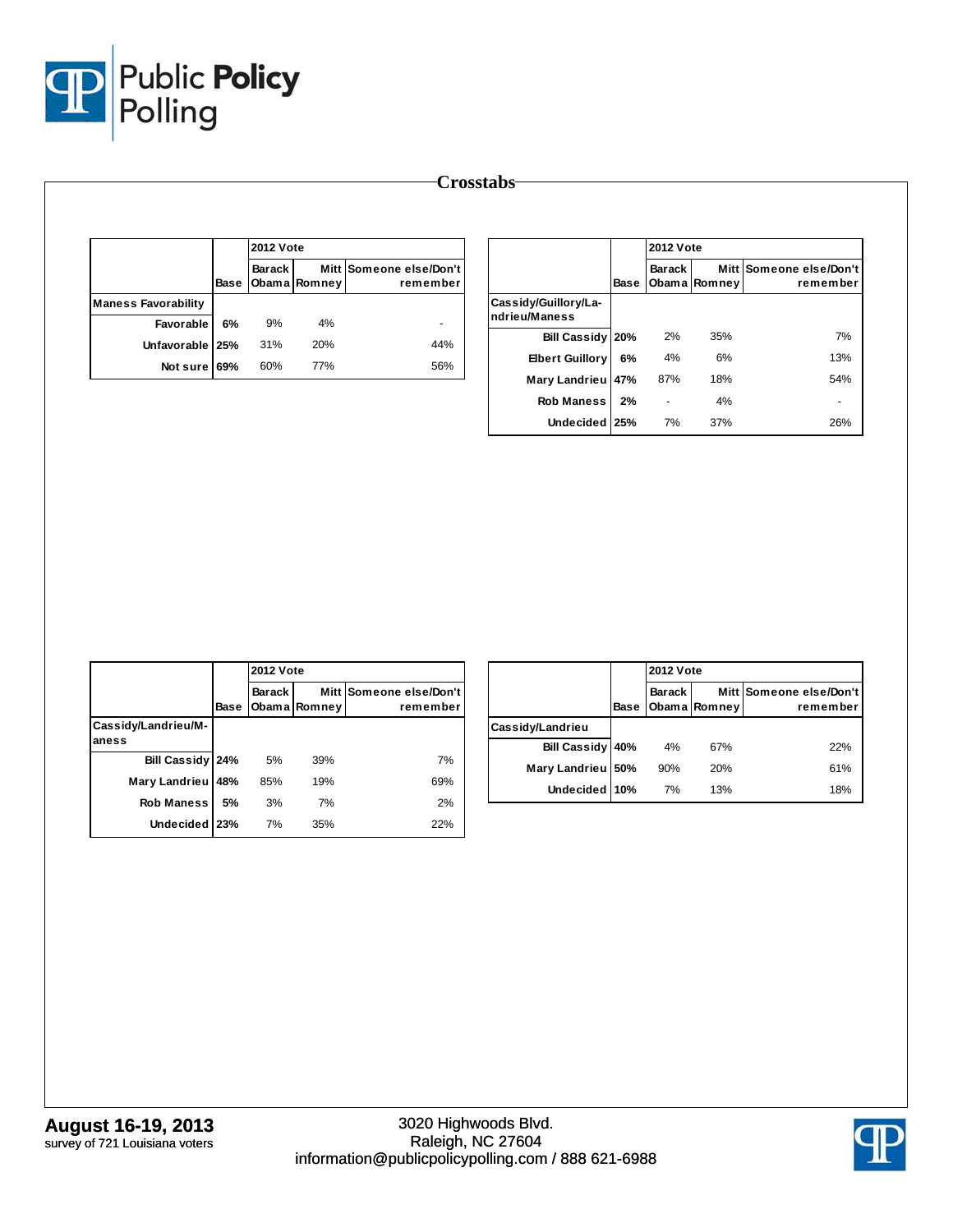# Crosstabs

| | Base | 2012 Vote Barack Obama | Mitt Romney | Someone else/Don't remember |
|---|---|---|---|---|
| **Maness Favorability** | | | | |
| Favorable | 6% | 9% | 4% | - |
| Unfavorable | 25% | 31% | 20% | 44% |
| Not sure | 69% | 60% | 77% | 56% |

| | Base | 2012 Vote Barack Obama | Mitt Romney | Someone else/Don't remember |
|---|---|---|---|---|
| **Cassidy/Guillory/Landrieu/Maness** | | | | |
| Bill Cassidy | 20% | 2% | 35% | 7% |
| Elbert Guillory | 6% | 4% | 6% | 13% |
| Mary Landrieu | 47% | 87% | 18% | 54% |
| Rob Maness | 2% | - | 4% | - |
| Undecided | 25% | 7% | 37% | 26% |

| | Base | 2012 Vote Barack Obama | Mitt Romney | Someone else/Don't remember |
|---|---|---|---|---|
| **Cassidy/Landrieu/Maness** | | | | |
| Bill Cassidy | 24% | 5% | 39% | 7% |
| Mary Landrieu | 48% | 85% | 19% | 69% |
| Rob Maness | 5% | 3% | 7% | 2% |
| Undecided | 23% | 7% | 35% | 22% |

| | Base | 2012 Vote Barack Obama | Mitt Romney | Someone else/Don't remember |
|---|---|---|---|---|
| **Cassidy/Landrieu** | | | | |
| Bill Cassidy | 40% | 4% | 67% | 22% |
| Mary Landrieu | 50% | 90% | 20% | 61% |
| Undecided | 10% | 7% | 13% | 18% |

**August 16-19, 2013**
survey of 721 Louisiana voters

3020 Highwoods Blvd.
Raleigh, NC 27604
information@publicpolicypolling.com / 888 621-6988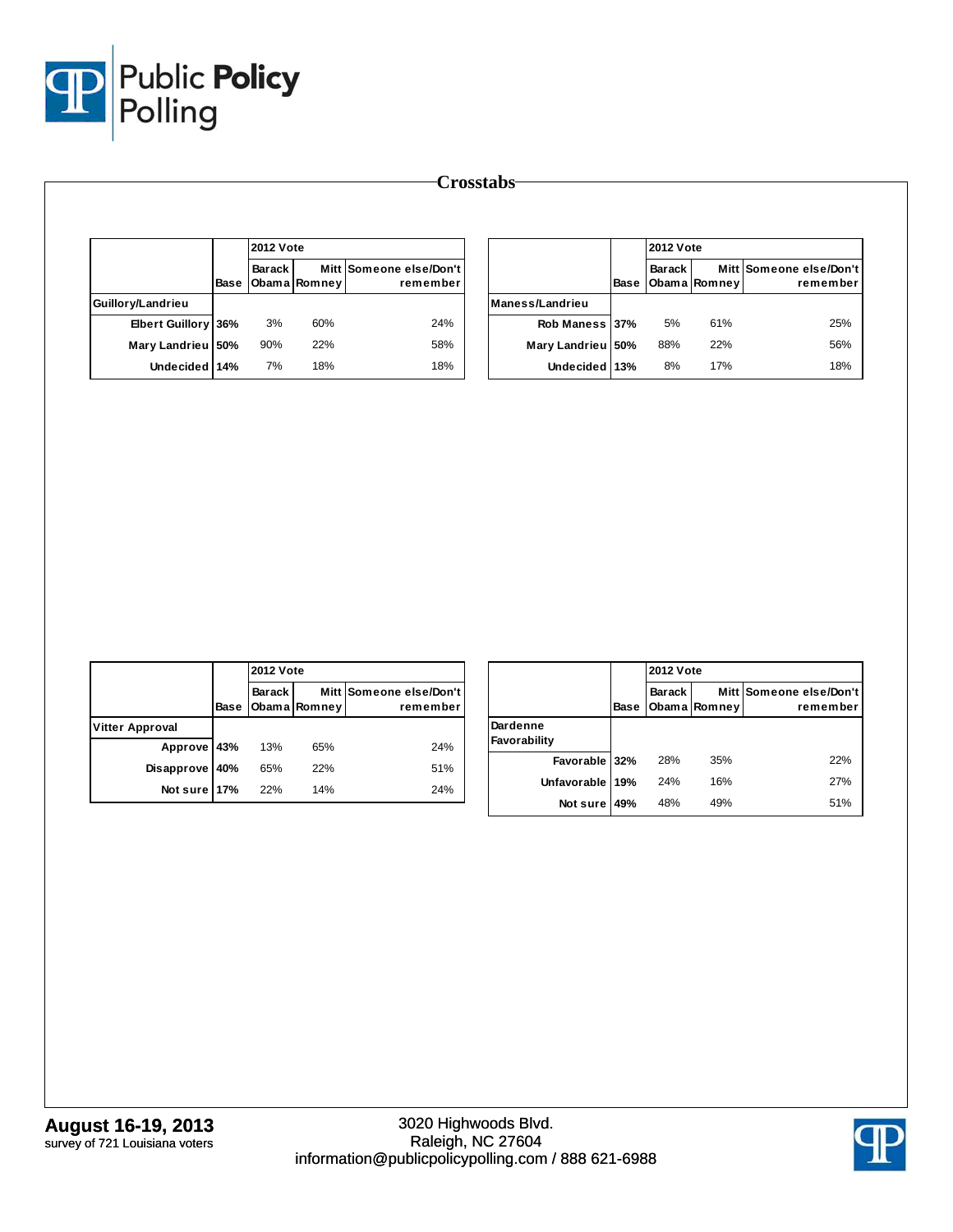# Crosstabs

| | Base | 2012 Vote | | |
|---|---|---|---|---|
| | | Barack Obama | Mitt Romney | Someone else/Don't remember |
| **Guillory/Landrieu** | | | | |
| Elbert Guillory | 36% | 3% | 60% | 24% |
| Mary Landrieu | 50% | 90% | 22% | 58% |
| Undecided | 14% | 7% | 18% | 18% |

| | Base | 2012 Vote | | |
|---|---|---|---|---|
| | | Barack Obama | Mitt Romney | Someone else/Don't remember |
| **Maness/Landrieu** | | | | |
| Rob Maness | 37% | 5% | 61% | 25% |
| Mary Landrieu | 50% | 88% | 22% | 56% |
| Undecided | 13% | 8% | 17% | 18% |

| | Base | 2012 Vote | | |
|---|---|---|---|---|
| | | Barack Obama | Mitt Romney | Someone else/Don't remember |
| **Vitter Approval** | | | | |
| Approve | 43% | 13% | 65% | 24% |
| Disapprove | 40% | 65% | 22% | 51% |
| Not sure | 17% | 22% | 14% | 24% |

| | Base | 2012 Vote | | |
|---|---|---|---|---|
| | | Barack Obama | Mitt Romney | Someone else/Don't remember |
| **Dardenne Favorability** | | | | |
| Favorable | 32% | 28% | 35% | 22% |
| Unfavorable | 19% | 24% | 16% | 27% |
| Not sure | 49% | 48% | 49% | 51% |

**August 16-19, 2013**
survey of 721 Louisiana voters

3020 Highwoods Blvd.
Raleigh, NC 27604
information@publicpolicypolling.com / 888 621-6988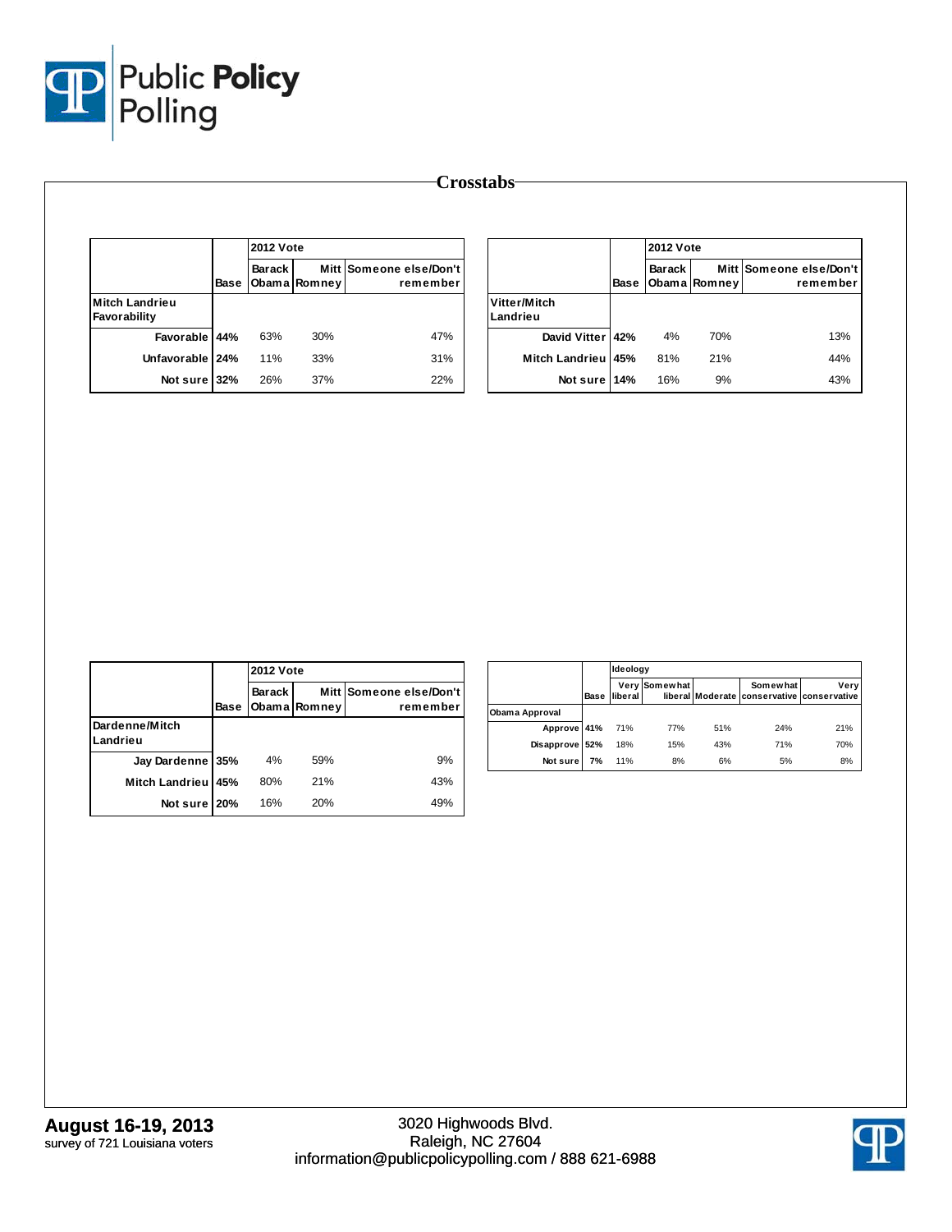# Crosstabs

| | Base | 2012 Vote | | |
|---|---|---|---|---|
| | | Barack Obama | Mitt Romney | Someone else/Don't remember |
| **Mitch Landrieu Favorability** | | | | |
| Favorable | 44% | 63% | 30% | 47% |
| Unfavorable | 24% | 11% | 33% | 31% |
| Not sure | 32% | 26% | 37% | 22% |

| | Base | 2012 Vote | | |
|---|---|---|---|---|
| | | Barack Obama | Mitt Romney | Someone else/Don't remember |
| **Vitter/Mitch Landrieu** | | | | |
| David Vitter | 42% | 4% | 70% | 13% |
| Mitch Landrieu | 45% | 81% | 21% | 44% |
| Not sure | 14% | 16% | 9% | 43% |

| | Base | 2012 Vote | | |
|---|---|---|---|---|
| | | Barack Obama | Mitt Romney | Someone else/Don't remember |
| **Dardenne/Mitch Landrieu** | | | | |
| Jay Dardenne | 35% | 4% | 59% | 9% |
| Mitch Landrieu | 45% | 80% | 21% | 43% |
| Not sure | 20% | 16% | 20% | 49% |

| | Base | Ideology | | | | |
|---|---|---|---|---|---|---|
| | | Very liberal | Somewhat liberal | Moderate | Somewhat conservative | Very conservative |
| **Obama Approval** | | | | | | |
| Approve | 41% | 71% | 77% | 51% | 24% | 21% |
| Disapprove | 52% | 18% | 15% | 43% | 71% | 70% |
| Not sure | 7% | 11% | 8% | 6% | 5% | 8% |

**August 16-19, 2013**
survey of 721 Louisiana voters

3020 Highwoods Blvd.
Raleigh, NC 27604
information@publicpolicypolling.com / 888 621-6988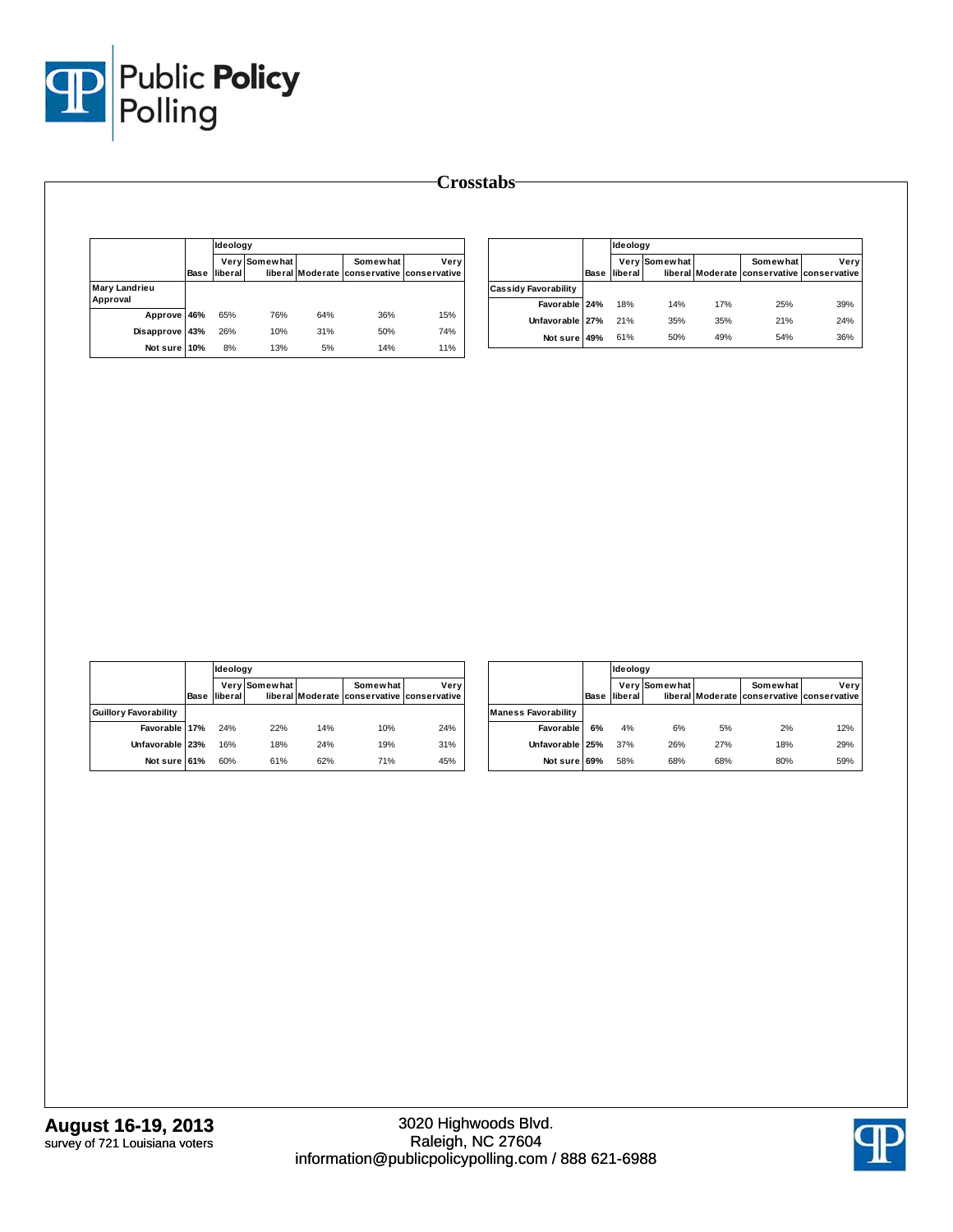## Crosstabs

| | Base | Ideology Very liberal | Somewhat liberal | Moderate | Somewhat conservative | Very conservative |
|---|---|---|---|---|---|---|
| **Mary Landrieu Approval** | | | | | | |
| Approve | 46% | 65% | 76% | 64% | 36% | 15% |
| Disapprove | 43% | 26% | 10% | 31% | 50% | 74% |
| Not sure | 10% | 8% | 13% | 5% | 14% | 11% |

| | Base | Ideology Very liberal | Somewhat liberal | Moderate | Somewhat conservative | Very conservative |
|---|---|---|---|---|---|---|
| **Cassidy Favorability** | | | | | | |
| Favorable | 24% | 18% | 14% | 17% | 25% | 39% |
| Unfavorable | 27% | 21% | 35% | 35% | 21% | 24% |
| Not sure | 49% | 61% | 50% | 49% | 54% | 36% |

| | Base | Ideology Very liberal | Somewhat liberal | Moderate | Somewhat conservative | Very conservative |
|---|---|---|---|---|---|---|
| **Guillory Favorability** | | | | | | |
| Favorable | 17% | 24% | 22% | 14% | 10% | 24% |
| Unfavorable | 23% | 16% | 18% | 24% | 19% | 31% |
| Not sure | 61% | 60% | 61% | 62% | 71% | 45% |

| | Base | Ideology Very liberal | Somewhat liberal | Moderate | Somewhat conservative | Very conservative |
|---|---|---|---|---|---|---|
| **Maness Favorability** | | | | | | |
| Favorable | 6% | 4% | 6% | 5% | 2% | 12% |
| Unfavorable | 25% | 37% | 26% | 27% | 18% | 29% |
| Not sure | 69% | 58% | 68% | 68% | 80% | 59% |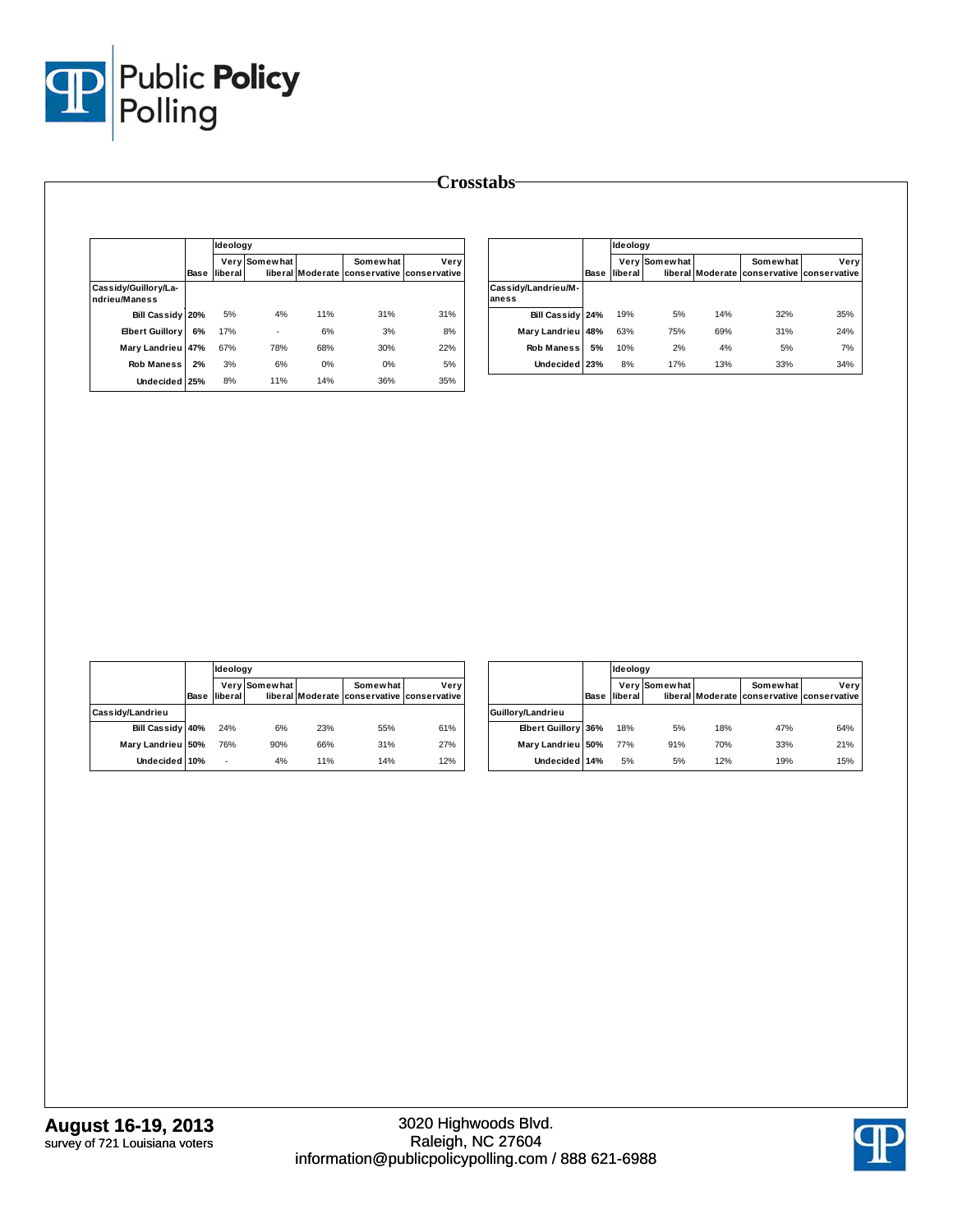# Crosstabs

| Cassidy/Guillory/Landrieu/Maness | Base | Ideology Very liberal | Somewhat liberal | Moderate | Somewhat conservative | Very conservative |
|---|---|---|---|---|---|---|
| Bill Cassidy | 20% | 5% | 4% | 11% | 31% | 31% |
| Elbert Guillory | 6% | 17% | - | 6% | 3% | 8% |
| Mary Landrieu | 47% | 67% | 78% | 68% | 30% | 22% |
| Rob Maness | 2% | 3% | 6% | 0% | 0% | 5% |
| Undecided | 25% | 8% | 11% | 14% | 36% | 35% |

| Cassidy/Landrieu/Maness | Base | Ideology Very liberal | Somewhat liberal | Moderate | Somewhat conservative | Very conservative |
|---|---|---|---|---|---|---|
| Bill Cassidy | 24% | 19% | 5% | 14% | 32% | 35% |
| Mary Landrieu | 48% | 63% | 75% | 69% | 31% | 24% |
| Rob Maness | 5% | 10% | 2% | 4% | 5% | 7% |
| Undecided | 23% | 8% | 17% | 13% | 33% | 34% |

| Cassidy/Landrieu | Base | Ideology Very liberal | Somewhat liberal | Moderate | Somewhat conservative | Very conservative |
|---|---|---|---|---|---|---|
| Bill Cassidy | 40% | 24% | 6% | 23% | 55% | 61% |
| Mary Landrieu | 50% | 76% | 90% | 66% | 31% | 27% |
| Undecided | 10% | - | 4% | 11% | 14% | 12% |

| Guillory/Landrieu | Base | Ideology Very liberal | Somewhat liberal | Moderate | Somewhat conservative | Very conservative |
|---|---|---|---|---|---|---|
| Elbert Guillory | 36% | 18% | 5% | 18% | 47% | 64% |
| Mary Landrieu | 50% | 77% | 91% | 70% | 33% | 21% |
| Undecided | 14% | 5% | 5% | 12% | 19% | 15% |

**August 16-19, 2013**
survey of 721 Louisiana voters

3020 Highwoods Blvd.
Raleigh, NC 27604
information@publicpolicypolling.com / 888 621-6988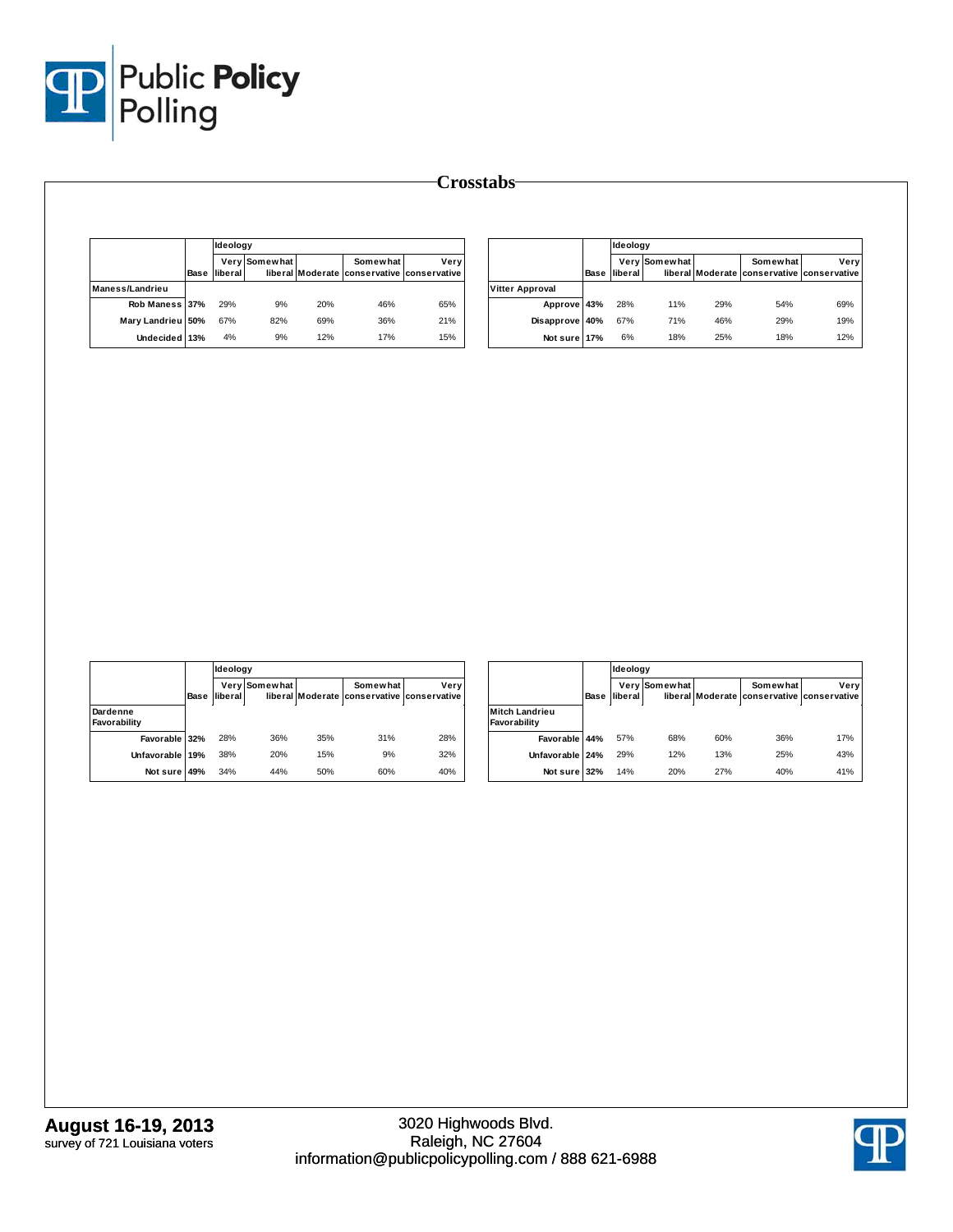# Crosstabs

| | Base | Ideology | | | | |
|---|---|---|---|---|---|---|
| | | Very liberal | Somewhat liberal | Moderate | Somewhat conservative | Very conservative |
| **Maness/Landrieu** | | | | | | |
| Rob Maness | 37% | 29% | 9% | 20% | 46% | 65% |
| Mary Landrieu | 50% | 67% | 82% | 69% | 36% | 21% |
| Undecided | 13% | 4% | 9% | 12% | 17% | 15% |

| | Base | Ideology | | | | |
|---|---|---|---|---|---|---|
| | | Very liberal | Somewhat liberal | Moderate | Somewhat conservative | Very conservative |
| **Vitter Approval** | | | | | | |
| Approve | 43% | 28% | 11% | 29% | 54% | 69% |
| Disapprove | 40% | 67% | 71% | 46% | 29% | 19% |
| Not sure | 17% | 6% | 18% | 25% | 18% | 12% |

| | Base | Ideology | | | | |
|---|---|---|---|---|---|---|
| | | Very liberal | Somewhat liberal | Moderate | Somewhat conservative | Very conservative |
| **Dardenne Favorability** | | | | | | |
| Favorable | 32% | 28% | 36% | 35% | 31% | 28% |
| Unfavorable | 19% | 38% | 20% | 15% | 9% | 32% |
| Not sure | 49% | 34% | 44% | 50% | 60% | 40% |

| | Base | Ideology | | | | |
|---|---|---|---|---|---|---|
| | | Very liberal | Somewhat liberal | Moderate | Somewhat conservative | Very conservative |
| **Mitch Landrieu Favorability** | | | | | | |
| Favorable | 44% | 57% | 68% | 60% | 36% | 17% |
| Unfavorable | 24% | 29% | 12% | 13% | 25% | 43% |
| Not sure | 32% | 14% | 20% | 27% | 40% | 41% |

**August 16-19, 2013**
survey of 721 Louisiana voters

3020 Highwoods Blvd.
Raleigh, NC 27604
information@publicpolicypolling.com / 888 621-6988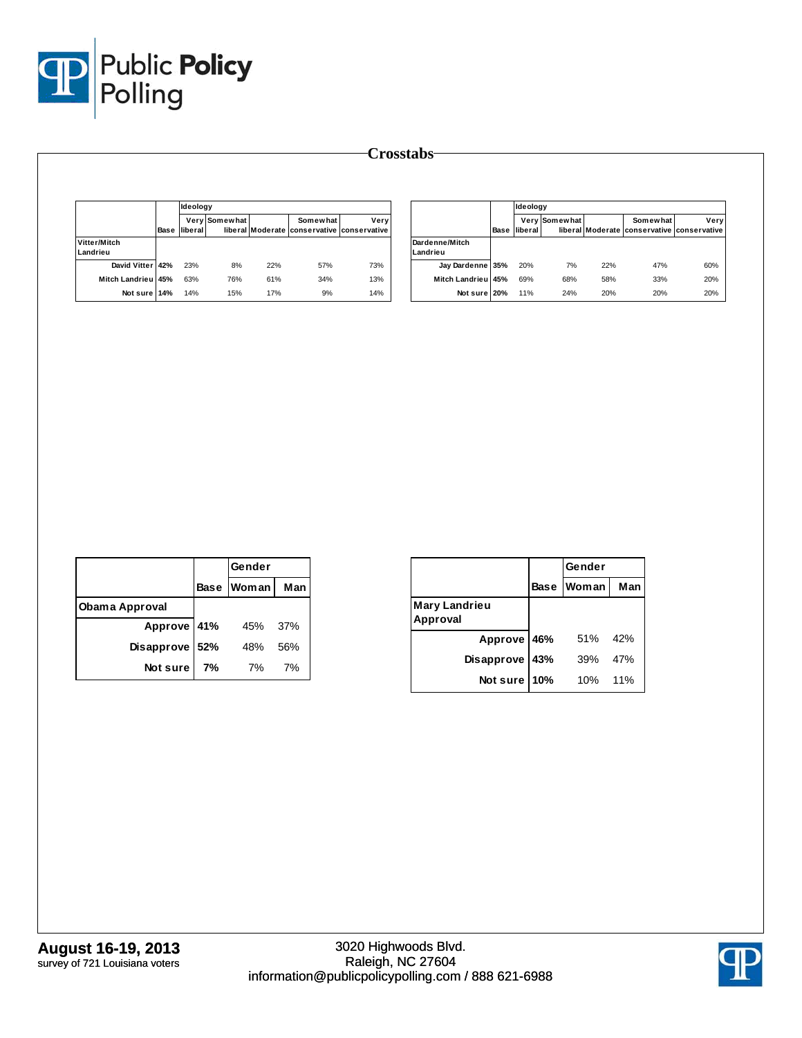# Crosstabs

| | Base | Ideology | | | | |
|---|---|---|---|---|---|---|
| | | Very liberal | Somewhat liberal | Moderate | Somewhat conservative | Very conservative |
| **Vitter/Mitch Landrieu** | | | | | | |
| David Vitter | 42% | 23% | 8% | 22% | 57% | 73% |
| Mitch Landrieu | 45% | 63% | 76% | 61% | 34% | 13% |
| Not sure | 14% | 14% | 15% | 17% | 9% | 14% |

| | Base | Ideology | | | | |
|---|---|---|---|---|---|---|
| | | Very liberal | Somewhat liberal | Moderate | Somewhat conservative | Very conservative |
| **Dardenne/Mitch Landrieu** | | | | | | |
| Jay Dardenne | 35% | 20% | 7% | 22% | 47% | 60% |
| Mitch Landrieu | 45% | 69% | 68% | 58% | 33% | 20% |
| Not sure | 20% | 11% | 24% | 20% | 20% | 20% |

| | Base | Gender | |
|---|---|---|---|
| | | Woman | Man |
| **Obama Approval** | | | |
| Approve | 41% | 45% | 37% |
| Disapprove | 52% | 48% | 56% |
| Not sure | 7% | 7% | 7% |

| | Base | Gender | |
|---|---|---|---|
| | | Woman | Man |
| **Mary Landrieu Approval** | | | |
| Approve | 46% | 51% | 42% |
| Disapprove | 43% | 39% | 47% |
| Not sure | 10% | 10% | 11% |

**August 16-19, 2013**
survey of 721 Louisiana voters

3020 Highwoods Blvd.
Raleigh, NC 27604
information@publicpolicypolling.com / 888 621-6988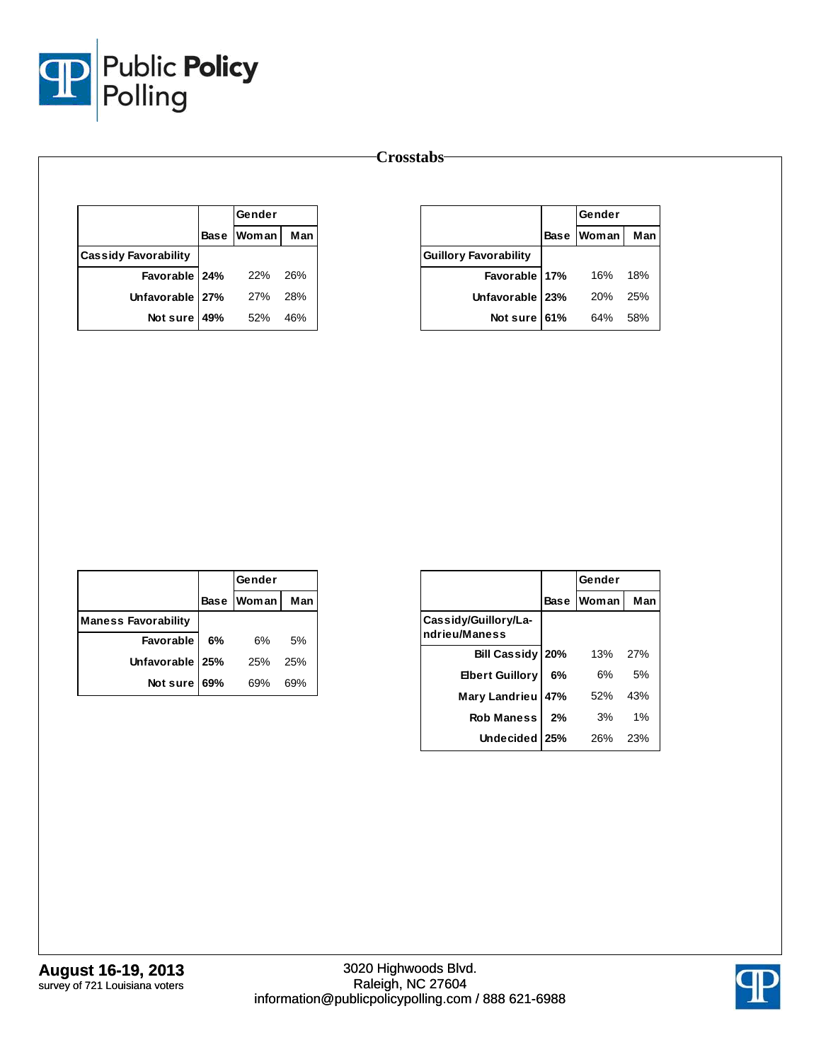# Crosstabs

| | | Gender | |
|---|---|---|---|
| | Base | Woman | Man |
| **Cassidy Favorability** | | | |
| Favorable | 24% | 22% | 26% |
| Unfavorable | 27% | 27% | 28% |
| Not sure | 49% | 52% | 46% |

| | | Gender | |
|---|---|---|---|
| | Base | Woman | Man |
| **Guillory Favorability** | | | |
| Favorable | 17% | 16% | 18% |
| Unfavorable | 23% | 20% | 25% |
| Not sure | 61% | 64% | 58% |

| | | Gender | |
|---|---|---|---|
| | Base | Woman | Man |
| **Maness Favorability** | | | |
| Favorable | 6% | 6% | 5% |
| Unfavorable | 25% | 25% | 25% |
| Not sure | 69% | 69% | 69% |

| | | Gender | |
|---|---|---|---|
| | Base | Woman | Man |
| **Cassidy/Guillory/Landrieu/Maness** | | | |
| Bill Cassidy | 20% | 13% | 27% |
| Elbert Guillory | 6% | 6% | 5% |
| Mary Landrieu | 47% | 52% | 43% |
| Rob Maness | 2% | 3% | 1% |
| Undecided | 25% | 26% | 23% |

**August 16-19, 2013**
survey of 721 Louisiana voters

3020 Highwoods Blvd.
Raleigh, NC 27604
information@publicpolicypolling.com / 888 621-6988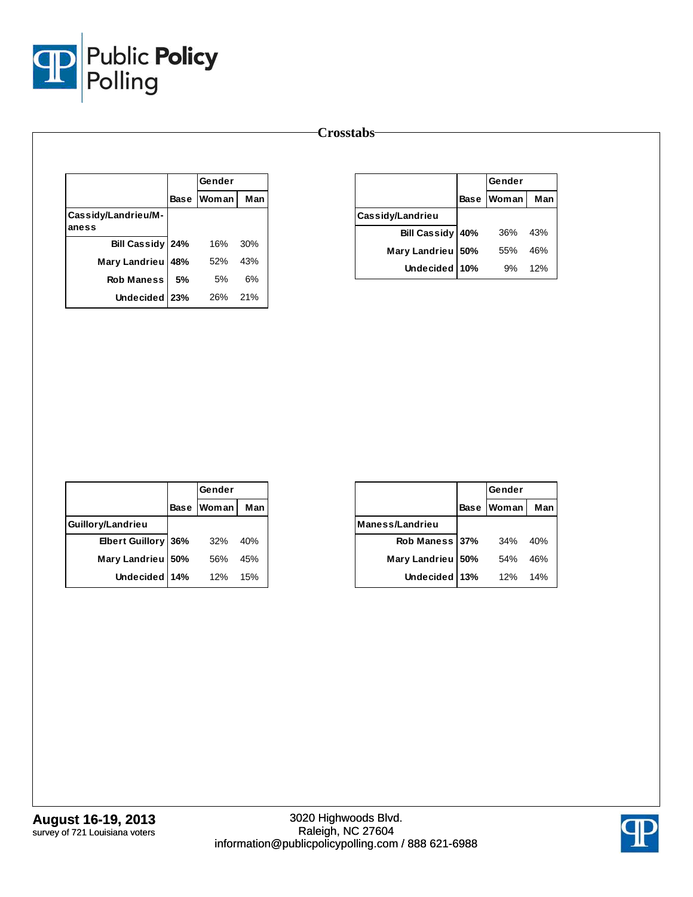# Crosstabs

| | Base | Gender | |
|---|---|---|---|
| | | Woman | Man |
| **Cassidy/Landrieu/Maness** | | | |
| Bill Cassidy | **24%** | 16% | 30% |
| Mary Landrieu | **48%** | 52% | 43% |
| Rob Maness | **5%** | 5% | 6% |
| Undecided | **23%** | 26% | 21% |

| | Base | Gender | |
|---|---|---|---|
| | | Woman | Man |
| **Cassidy/Landrieu** | | | |
| Bill Cassidy | **40%** | 36% | 43% |
| Mary Landrieu | **50%** | 55% | 46% |
| Undecided | **10%** | 9% | 12% |

| | Base | Gender | |
|---|---|---|---|
| | | Woman | Man |
| **Guillory/Landrieu** | | | |
| Elbert Guillory | **36%** | 32% | 40% |
| Mary Landrieu | **50%** | 56% | 45% |
| Undecided | **14%** | 12% | 15% |

| | Base | Gender | |
|---|---|---|---|
| | | Woman | Man |
| **Maness/Landrieu** | | | |
| Rob Maness | **37%** | 34% | 40% |
| Mary Landrieu | **50%** | 54% | 46% |
| Undecided | **13%** | 12% | 14% |

**August 16-19, 2013**
survey of 721 Louisiana voters

3020 Highwoods Blvd.
Raleigh, NC 27604
information@publicpolicypolling.com / 888 621-6988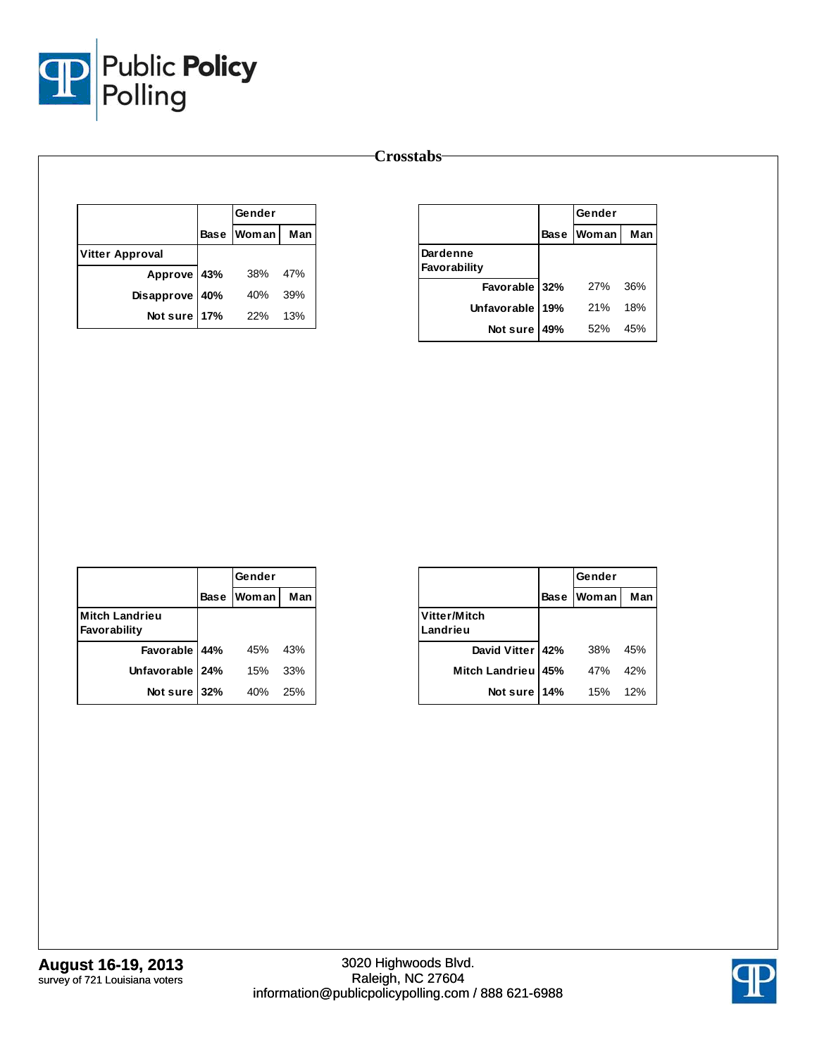# Crosstabs

| | Base | Gender | |
|---|---|---|---|
| | | Woman | Man |
| **Vitter Approval** | | | |
| Approve | **43%** | 38% | 47% |
| Disapprove | **40%** | 40% | 39% |
| Not sure | **17%** | 22% | 13% |

| | Base | Gender | |
|---|---|---|---|
| | | Woman | Man |
| **Dardenne Favorability** | | | |
| Favorable | **32%** | 27% | 36% |
| Unfavorable | **19%** | 21% | 18% |
| Not sure | **49%** | 52% | 45% |

| | Base | Gender | |
|---|---|---|---|
| | | Woman | Man |
| **Mitch Landrieu Favorability** | | | |
| Favorable | **44%** | 45% | 43% |
| Unfavorable | **24%** | 15% | 33% |
| Not sure | **32%** | 40% | 25% |

| | Base | Gender | |
|---|---|---|---|
| | | Woman | Man |
| **Vitter/Mitch Landrieu** | | | |
| David Vitter | **42%** | 38% | 45% |
| Mitch Landrieu | **45%** | 47% | 42% |
| Not sure | **14%** | 15% | 12% |

**August 16-19, 2013**
survey of 721 Louisiana voters

3020 Highwoods Blvd.
Raleigh, NC 27604
information@publicpolicypolling.com / 888 621-6988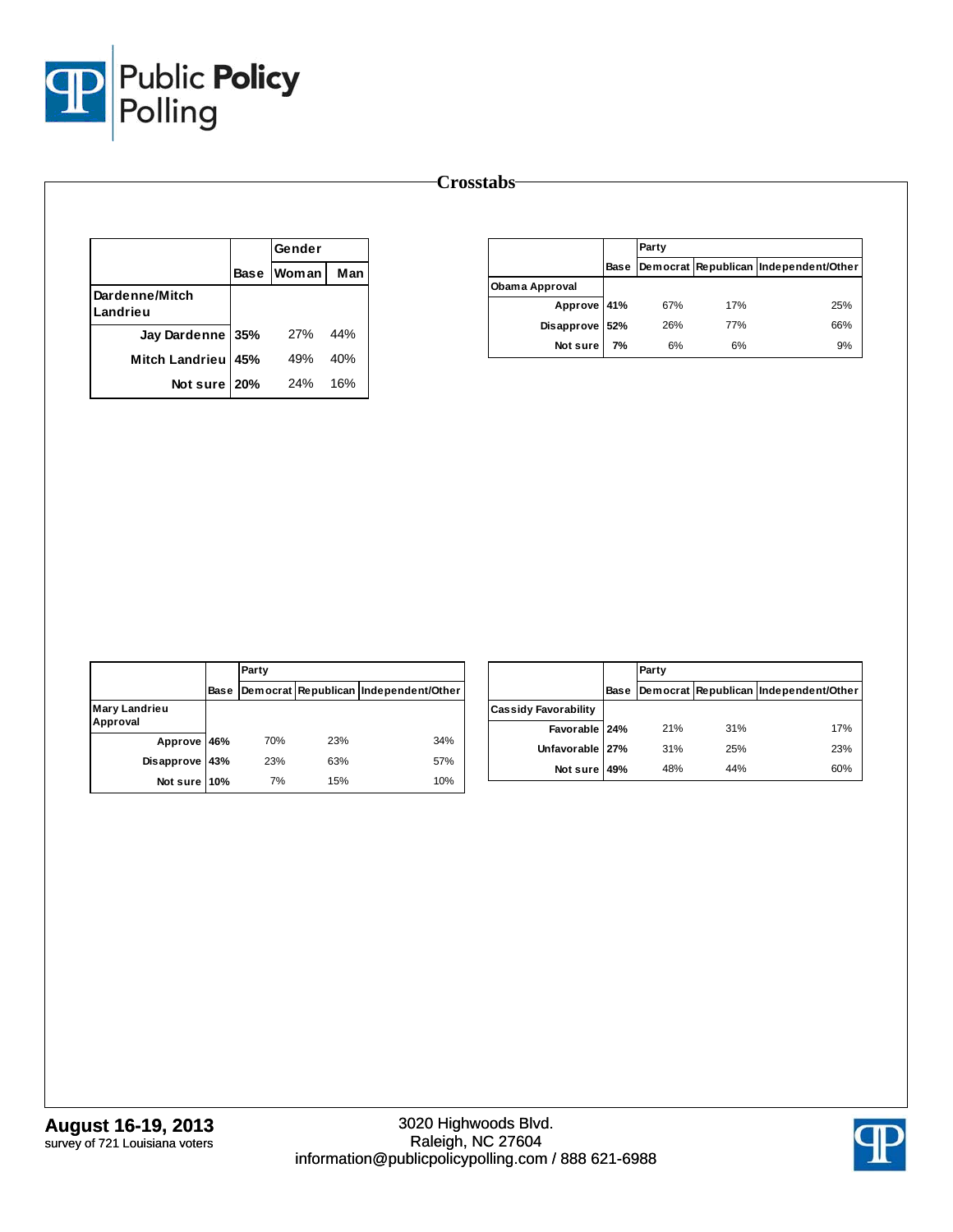# Crosstabs

| | Base | Gender | |
|---|---|---|---|
| | | Woman | Man |
| **Dardenne/Mitch Landrieu** | | | |
| Jay Dardenne | 35% | 27% | 44% |
| Mitch Landrieu | 45% | 49% | 40% |
| Not sure | 20% | 24% | 16% |

| | Base | Party | | |
|---|---|---|---|---|
| | | Democrat | Republican | Independent/Other |
| **Obama Approval** | | | | |
| Approve | 41% | 67% | 17% | 25% |
| Disapprove | 52% | 26% | 77% | 66% |
| Not sure | 7% | 6% | 6% | 9% |

| | Base | Party | | |
|---|---|---|---|---|
| | | Democrat | Republican | Independent/Other |
| **Mary Landrieu Approval** | | | | |
| Approve | 46% | 70% | 23% | 34% |
| Disapprove | 43% | 23% | 63% | 57% |
| Not sure | 10% | 7% | 15% | 10% |

| | Base | Party | | |
|---|---|---|---|---|
| | | Democrat | Republican | Independent/Other |
| **Cassidy Favorability** | | | | |
| Favorable | 24% | 21% | 31% | 17% |
| Unfavorable | 27% | 31% | 25% | 23% |
| Not sure | 49% | 48% | 44% | 60% |

**August 16-19, 2013**
survey of 721 Louisiana voters

3020 Highwoods Blvd.
Raleigh, NC 27604
information@publicpolicypolling.com / 888 621-6988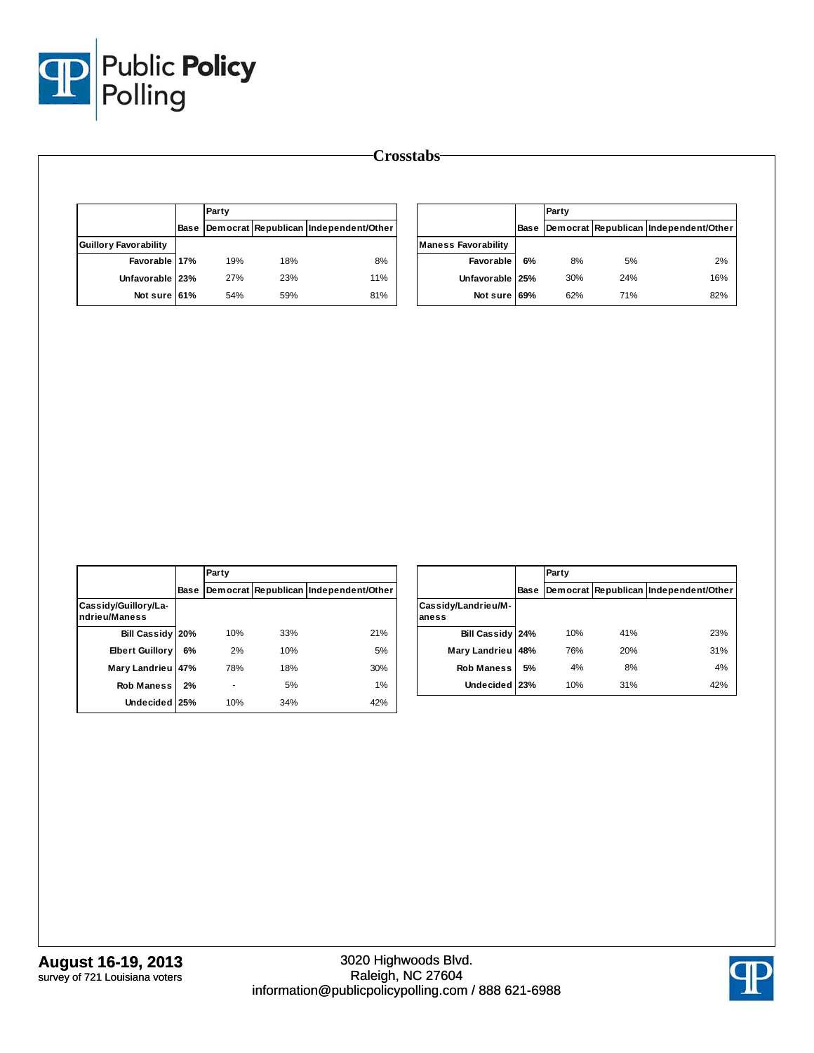# Crosstabs

| | Base | Party | | |
|---|---|---|---|---|
| | | Democrat | Republican | Independent/Other |
| **Guillory Favorability** | | | | |
| Favorable | 17% | 19% | 18% | 8% |
| Unfavorable | 23% | 27% | 23% | 11% |
| Not sure | 61% | 54% | 59% | 81% |

| | Base | Party | | |
|---|---|---|---|---|
| | | Democrat | Republican | Independent/Other |
| **Maness Favorability** | | | | |
| Favorable | 6% | 8% | 5% | 2% |
| Unfavorable | 25% | 30% | 24% | 16% |
| Not sure | 69% | 62% | 71% | 82% |

| | Base | Party | | |
|---|---|---|---|---|
| | | Democrat | Republican | Independent/Other |
| **Cassidy/Guillory/Landrieu/Maness** | | | | |
| Bill Cassidy | 20% | 10% | 33% | 21% |
| Elbert Guillory | 6% | 2% | 10% | 5% |
| Mary Landrieu | 47% | 78% | 18% | 30% |
| Rob Maness | 2% | - | 5% | 1% |
| Undecided | 25% | 10% | 34% | 42% |

| | Base | Party | | |
|---|---|---|---|---|
| | | Democrat | Republican | Independent/Other |
| **Cassidy/Landrieu/Maness** | | | | |
| Bill Cassidy | 24% | 10% | 41% | 23% |
| Mary Landrieu | 48% | 76% | 20% | 31% |
| Rob Maness | 5% | 4% | 8% | 4% |
| Undecided | 23% | 10% | 31% | 42% |

**August 16-19, 2013**
survey of 721 Louisiana voters

3020 Highwoods Blvd.
Raleigh, NC 27604
information@publicpolicypolling.com / 888 621-6988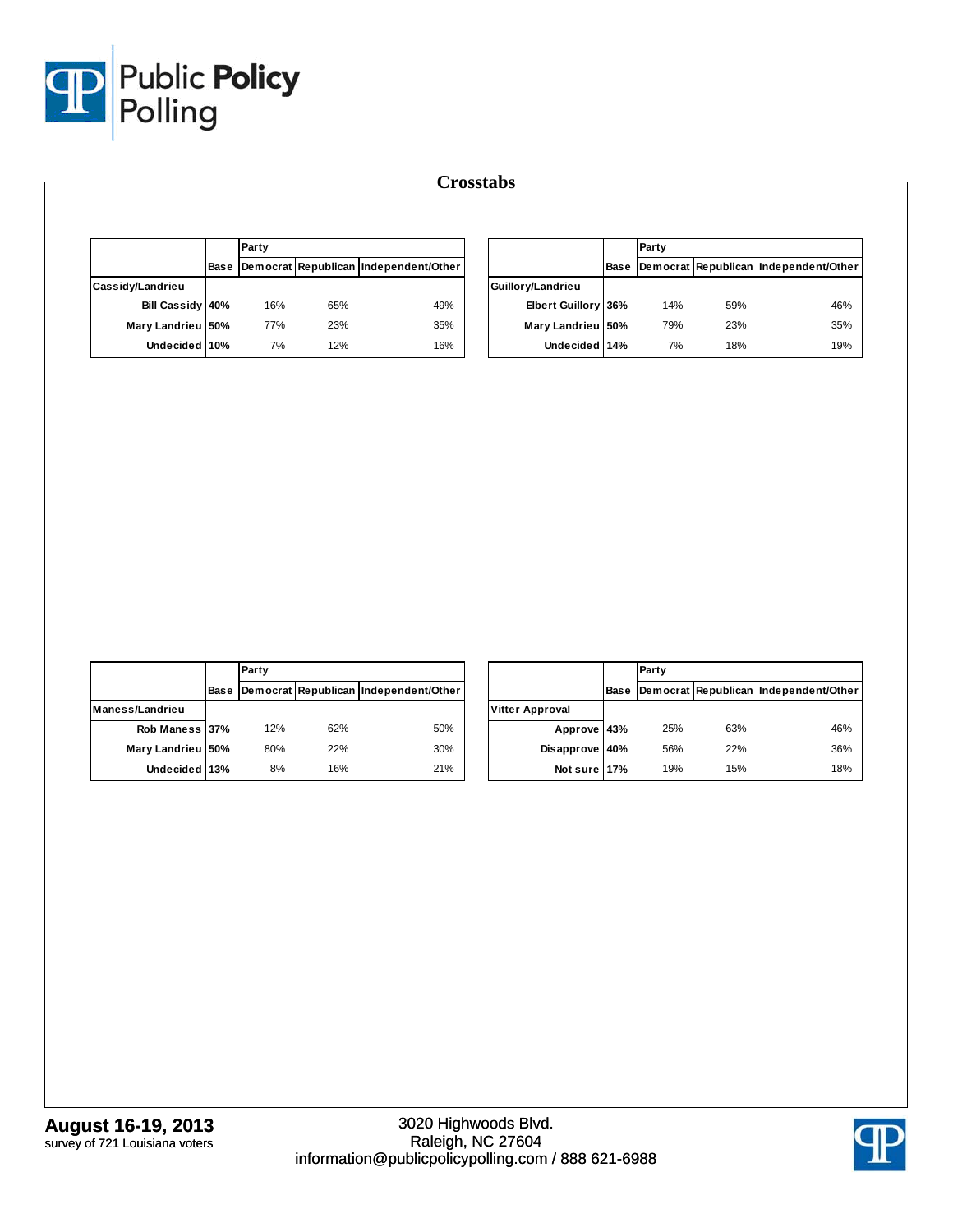# Crosstabs

| | | Party | | |
|---|---|---|---|---|
| | Base | Democrat | Republican | Independent/Other |
| **Cassidy/Landrieu** | | | | |
| Bill Cassidy | 40% | 16% | 65% | 49% |
| Mary Landrieu | 50% | 77% | 23% | 35% |
| Undecided | 10% | 7% | 12% | 16% |

| | | Party | | |
|---|---|---|---|---|
| | Base | Democrat | Republican | Independent/Other |
| **Guillory/Landrieu** | | | | |
| Elbert Guillory | 36% | 14% | 59% | 46% |
| Mary Landrieu | 50% | 79% | 23% | 35% |
| Undecided | 14% | 7% | 18% | 19% |

| | | Party | | |
|---|---|---|---|---|
| | Base | Democrat | Republican | Independent/Other |
| **Maness/Landrieu** | | | | |
| Rob Maness | 37% | 12% | 62% | 50% |
| Mary Landrieu | 50% | 80% | 22% | 30% |
| Undecided | 13% | 8% | 16% | 21% |

| | | Party | | |
|---|---|---|---|---|
| | Base | Democrat | Republican | Independent/Other |
| **Vitter Approval** | | | | |
| Approve | 43% | 25% | 63% | 46% |
| Disapprove | 40% | 56% | 22% | 36% |
| Not sure | 17% | 19% | 15% | 18% |

**August 16-19, 2013**
survey of 721 Louisiana voters

3020 Highwoods Blvd.
Raleigh, NC 27604
information@publicpolicypolling.com / 888 621-6988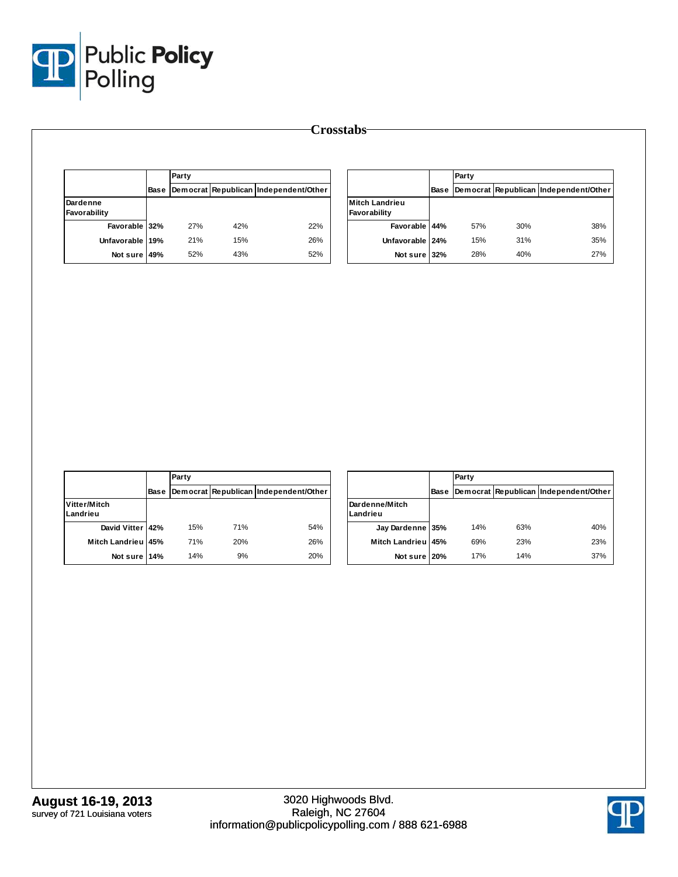# Crosstabs

| Dardenne Favorability | Base | Party: Democrat | Republican | Independent/Other |
|---|---|---|---|---|
| Favorable | **32%** | 27% | 42% | 22% |
| Unfavorable | **19%** | 21% | 15% | 26% |
| Not sure | **49%** | 52% | 43% | 52% |

| Mitch Landrieu Favorability | Base | Party: Democrat | Republican | Independent/Other |
|---|---|---|---|---|
| Favorable | **44%** | 57% | 30% | 38% |
| Unfavorable | **24%** | 15% | 31% | 35% |
| Not sure | **32%** | 28% | 40% | 27% |

| Vitter/Mitch Landrieu | Base | Party: Democrat | Republican | Independent/Other |
|---|---|---|---|---|
| David Vitter | **42%** | 15% | 71% | 54% |
| Mitch Landrieu | **45%** | 71% | 20% | 26% |
| Not sure | **14%** | 14% | 9% | 20% |

| Dardenne/Mitch Landrieu | Base | Party: Democrat | Republican | Independent/Other |
|---|---|---|---|---|
| Jay Dardenne | **35%** | 14% | 63% | 40% |
| Mitch Landrieu | **45%** | 69% | 23% | 23% |
| Not sure | **20%** | 17% | 14% | 37% |

**August 16-19, 2013**
survey of 721 Louisiana voters

3020 Highwoods Blvd.
Raleigh, NC 27604
information@publicpolicypolling.com / 888 621-6988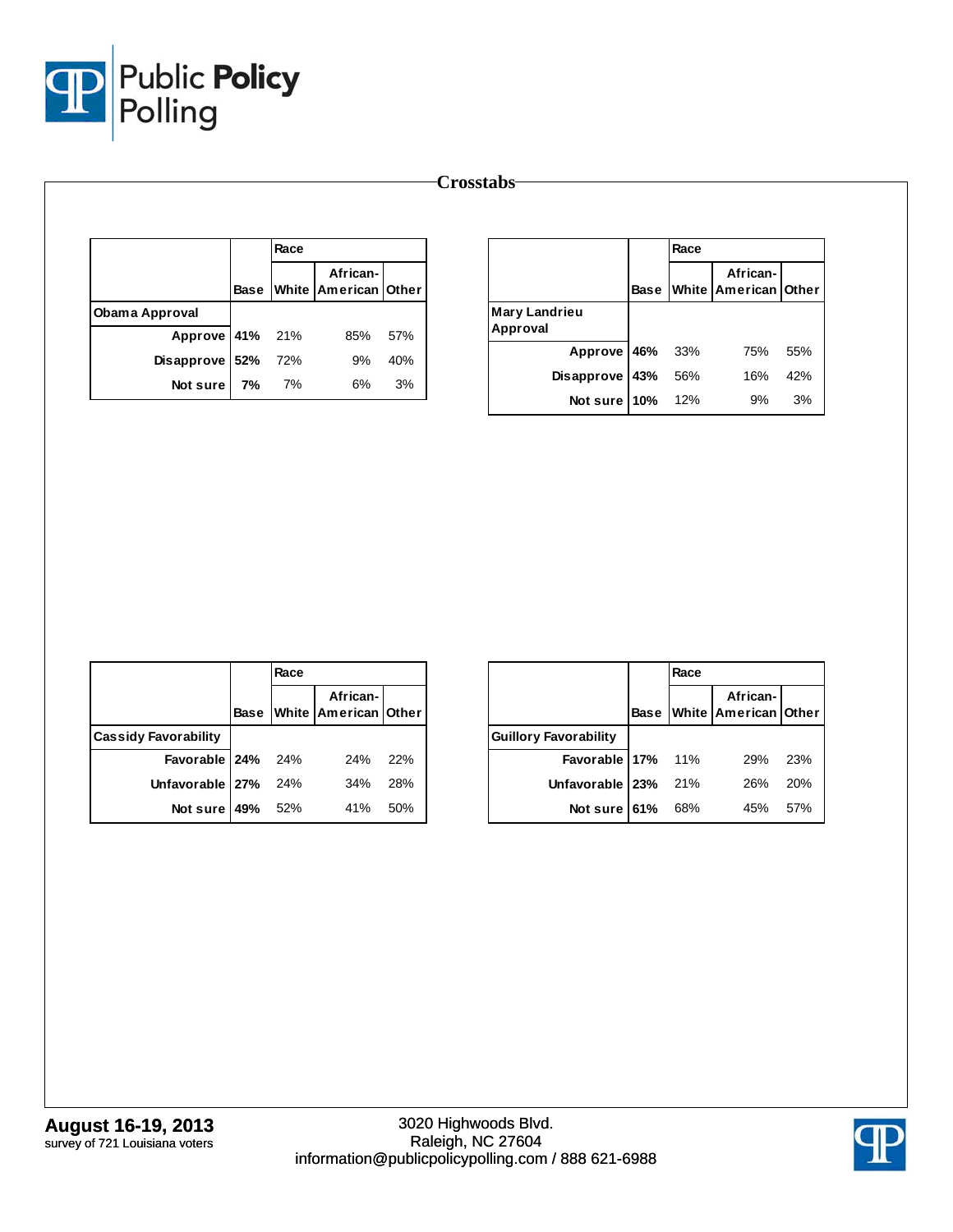# Crosstabs

| | Base | Race | | |
|---|---|---|---|---|
| | | White | African-American | Other |
| **Obama Approval** | | | | |
| Approve | 41% | 21% | 85% | 57% |
| Disapprove | 52% | 72% | 9% | 40% |
| Not sure | 7% | 7% | 6% | 3% |

| | Base | Race | | |
|---|---|---|---|---|
| | | White | African-American | Other |
| **Mary Landrieu Approval** | | | | |
| Approve | 46% | 33% | 75% | 55% |
| Disapprove | 43% | 56% | 16% | 42% |
| Not sure | 10% | 12% | 9% | 3% |

| | Base | Race | | |
|---|---|---|---|---|
| | | White | African-American | Other |
| **Cassidy Favorability** | | | | |
| Favorable | 24% | 24% | 24% | 22% |
| Unfavorable | 27% | 24% | 34% | 28% |
| Not sure | 49% | 52% | 41% | 50% |

| | Base | Race | | |
|---|---|---|---|---|
| | | White | African-American | Other |
| **Guillory Favorability** | | | | |
| Favorable | 17% | 11% | 29% | 23% |
| Unfavorable | 23% | 21% | 26% | 20% |
| Not sure | 61% | 68% | 45% | 57% |

**August 16-19, 2013**
survey of 721 Louisiana voters

3020 Highwoods Blvd.
Raleigh, NC 27604
information@publicpolicypolling.com / 888 621-6988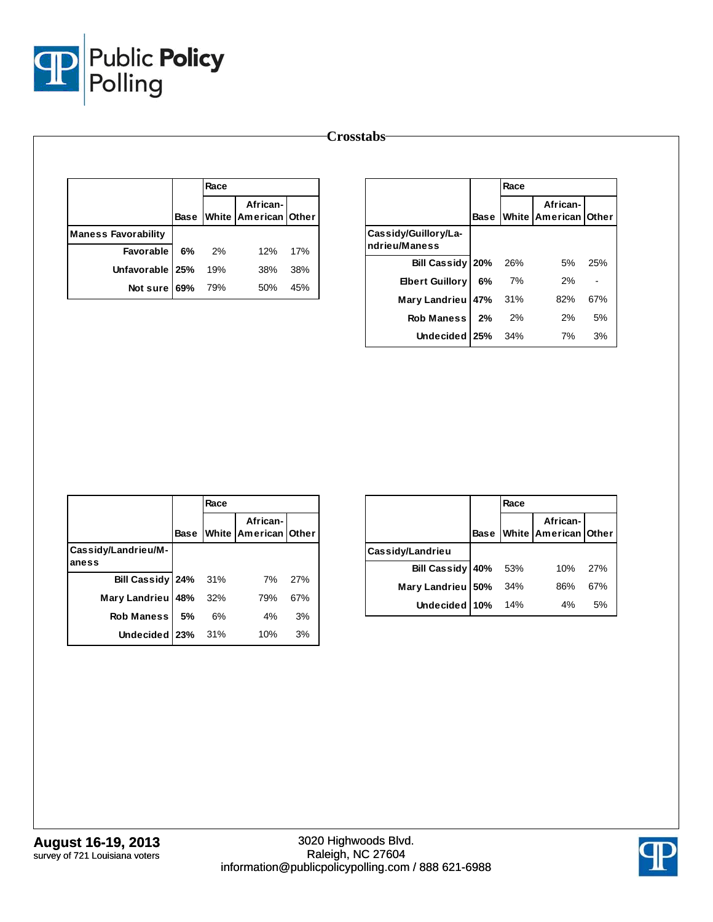Crosstabs

| | Base | Race | | |
|---|---|---|---|---|
| | | White | African-American | Other |
| **Maness Favorability** | | | | |
| Favorable | 6% | 2% | 12% | 17% |
| Unfavorable | 25% | 19% | 38% | 38% |
| Not sure | 69% | 79% | 50% | 45% |

| | Base | Race | | |
|---|---|---|---|---|
| | | White | African-American | Other |
| **Cassidy/Guillory/Landrieu/Maness** | | | | |
| Bill Cassidy | 20% | 26% | 5% | 25% |
| Elbert Guillory | 6% | 7% | 2% | - |
| Mary Landrieu | 47% | 31% | 82% | 67% |
| Rob Maness | 2% | 2% | 2% | 5% |
| Undecided | 25% | 34% | 7% | 3% |

| | Base | Race | | |
|---|---|---|---|---|
| | | White | African-American | Other |
| **Cassidy/Landrieu/Maness** | | | | |
| Bill Cassidy | 24% | 31% | 7% | 27% |
| Mary Landrieu | 48% | 32% | 79% | 67% |
| Rob Maness | 5% | 6% | 4% | 3% |
| Undecided | 23% | 31% | 10% | 3% |

| | Base | Race | | |
|---|---|---|---|---|
| | | White | African-American | Other |
| **Cassidy/Landrieu** | | | | |
| Bill Cassidy | 40% | 53% | 10% | 27% |
| Mary Landrieu | 50% | 34% | 86% | 67% |
| Undecided | 10% | 14% | 4% | 5% |

**August 16-19, 2013**
survey of 721 Louisiana voters

3020 Highwoods Blvd.
Raleigh, NC 27604
information@publicpolicypolling.com / 888 621-6988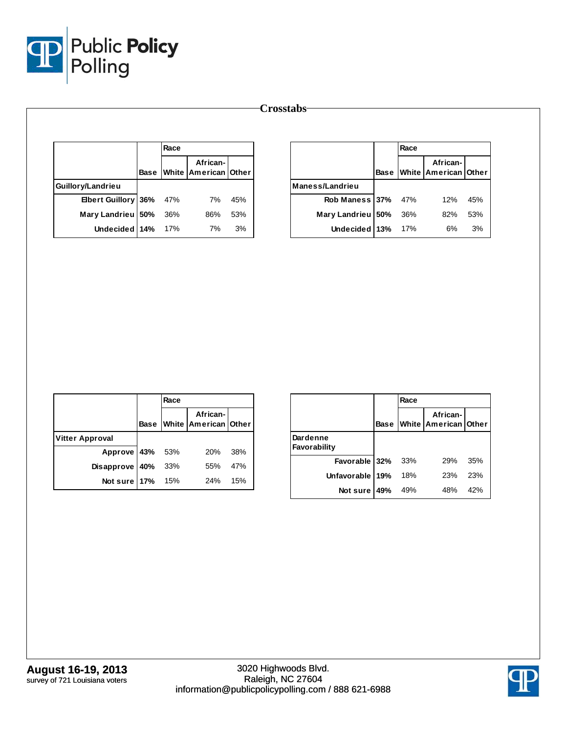# Crosstabs

| | Base | Race | | |
|---|---|---|---|---|
| | | White | African-American | Other |
| **Guillory/Landrieu** | | | | |
| Elbert Guillory | 36% | 47% | 7% | 45% |
| Mary Landrieu | 50% | 36% | 86% | 53% |
| Undecided | 14% | 17% | 7% | 3% |

| | Base | Race | | |
|---|---|---|---|---|
| | | White | African-American | Other |
| **Maness/Landrieu** | | | | |
| Rob Maness | 37% | 47% | 12% | 45% |
| Mary Landrieu | 50% | 36% | 82% | 53% |
| Undecided | 13% | 17% | 6% | 3% |

| | Base | Race | | |
|---|---|---|---|---|
| | | White | African-American | Other |
| **Vitter Approval** | | | | |
| Approve | 43% | 53% | 20% | 38% |
| Disapprove | 40% | 33% | 55% | 47% |
| Not sure | 17% | 15% | 24% | 15% |

| | Base | Race | | |
|---|---|---|---|---|
| | | White | African-American | Other |
| **Dardenne Favorability** | | | | |
| Favorable | 32% | 33% | 29% | 35% |
| Unfavorable | 19% | 18% | 23% | 23% |
| Not sure | 49% | 49% | 48% | 42% |

**August 16-19, 2013**
survey of 721 Louisiana voters

3020 Highwoods Blvd.
Raleigh, NC 27604
information@publicpolicypolling.com / 888 621-6988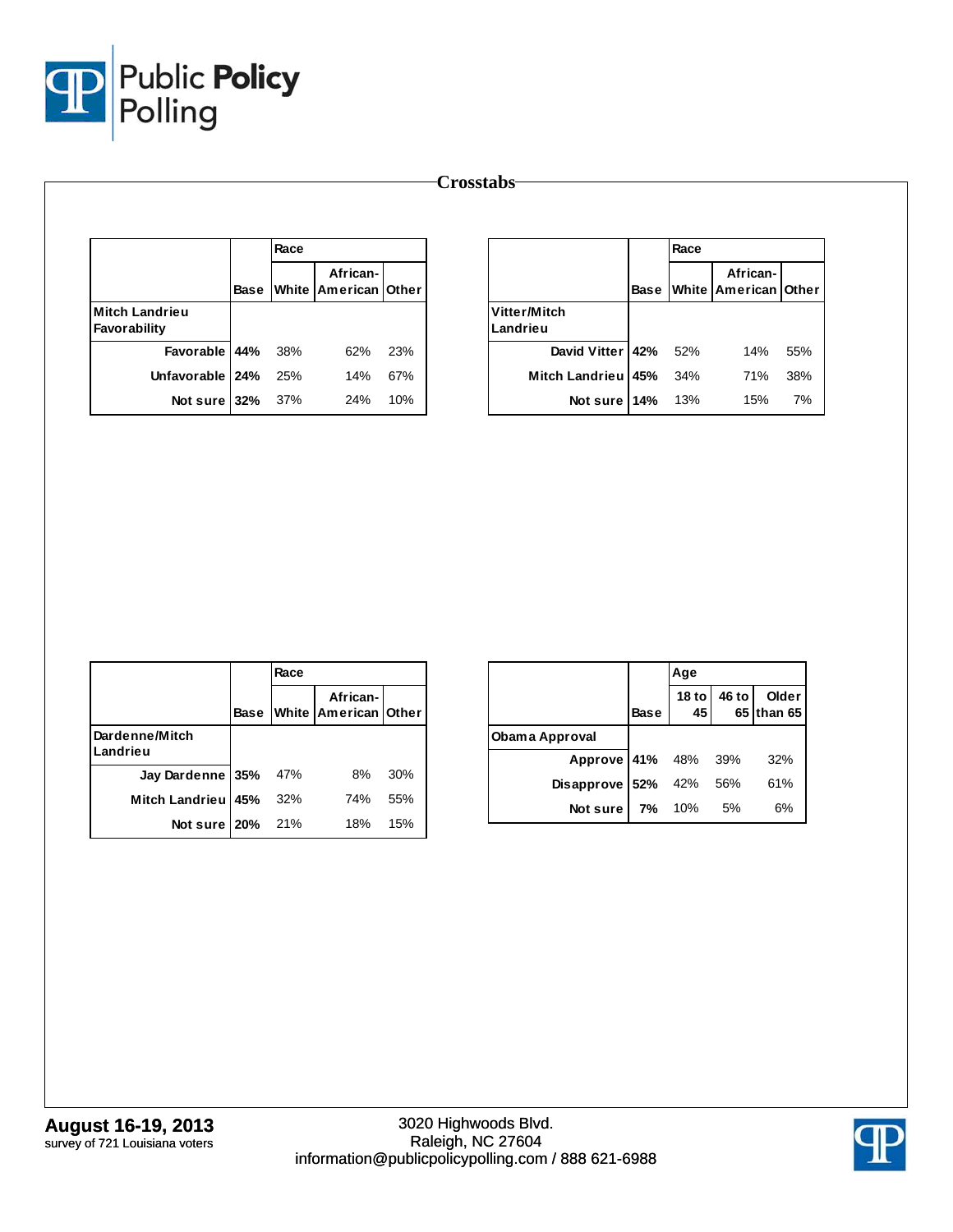## Crosstabs

| | Base | Race | | |
|---|---|---|---|---|
| | | White | African-American | Other |
| **Mitch Landrieu Favorability** | | | | |
| Favorable | **44%** | 38% | 62% | 23% |
| Unfavorable | **24%** | 25% | 14% | 67% |
| Not sure | **32%** | 37% | 24% | 10% |

| | Base | Race | | |
|---|---|---|---|---|
| | | White | African-American | Other |
| **Vitter/Mitch Landrieu** | | | | |
| David Vitter | **42%** | 52% | 14% | 55% |
| Mitch Landrieu | **45%** | 34% | 71% | 38% |
| Not sure | **14%** | 13% | 15% | 7% |

| | Base | Race | | |
|---|---|---|---|---|
| | | White | African-American | Other |
| **Dardenne/Mitch Landrieu** | | | | |
| Jay Dardenne | **35%** | 47% | 8% | 30% |
| Mitch Landrieu | **45%** | 32% | 74% | 55% |
| Not sure | **20%** | 21% | 18% | 15% |

| | Base | Age | | |
|---|---|---|---|---|
| | | 18 to 45 | 46 to 65 | Older than 65 |
| **Obama Approval** | | | | |
| Approve | **41%** | 48% | 39% | 32% |
| Disapprove | **52%** | 42% | 56% | 61% |
| Not sure | **7%** | 10% | 5% | 6% |

**August 16-19, 2013**
survey of 721 Louisiana voters

3020 Highwoods Blvd.
Raleigh, NC 27604
information@publicpolicypolling.com / 888 621-6988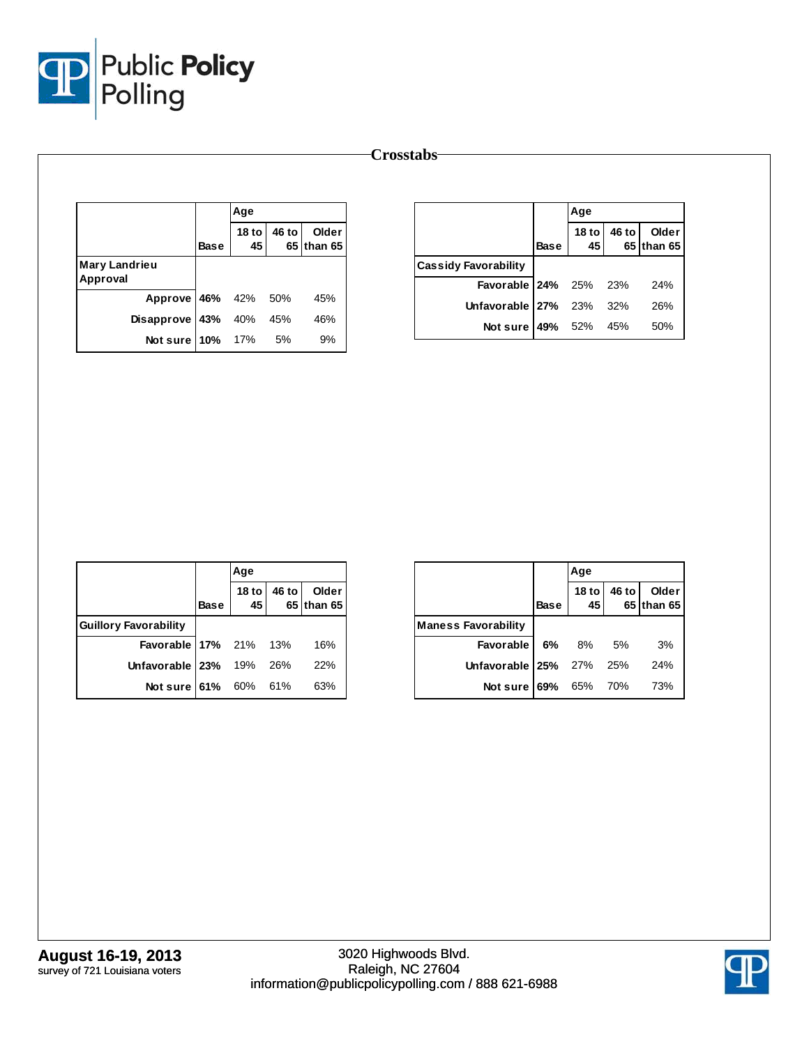# Crosstabs

| | Base | Age | | |
|---|---|---|---|---|
| | | 18 to 45 | 46 to 65 | Older than 65 |
| **Mary Landrieu Approval** | | | | |
| Approve | **46%** | 42% | 50% | 45% |
| Disapprove | **43%** | 40% | 45% | 46% |
| Not sure | **10%** | 17% | 5% | 9% |

| | Base | Age | | |
|---|---|---|---|---|
| | | 18 to 45 | 46 to 65 | Older than 65 |
| **Cassidy Favorability** | | | | |
| Favorable | **24%** | 25% | 23% | 24% |
| Unfavorable | **27%** | 23% | 32% | 26% |
| Not sure | **49%** | 52% | 45% | 50% |

| | Base | Age | | |
|---|---|---|---|---|
| | | 18 to 45 | 46 to 65 | Older than 65 |
| **Guillory Favorability** | | | | |
| Favorable | **17%** | 21% | 13% | 16% |
| Unfavorable | **23%** | 19% | 26% | 22% |
| Not sure | **61%** | 60% | 61% | 63% |

| | Base | Age | | |
|---|---|---|---|---|
| | | 18 to 45 | 46 to 65 | Older than 65 |
| **Maness Favorability** | | | | |
| Favorable | **6%** | 8% | 5% | 3% |
| Unfavorable | **25%** | 27% | 25% | 24% |
| Not sure | **69%** | 65% | 70% | 73% |

**August 16-19, 2013**
survey of 721 Louisiana voters

3020 Highwoods Blvd.
Raleigh, NC 27604
information@publicpolicypolling.com / 888 621-6988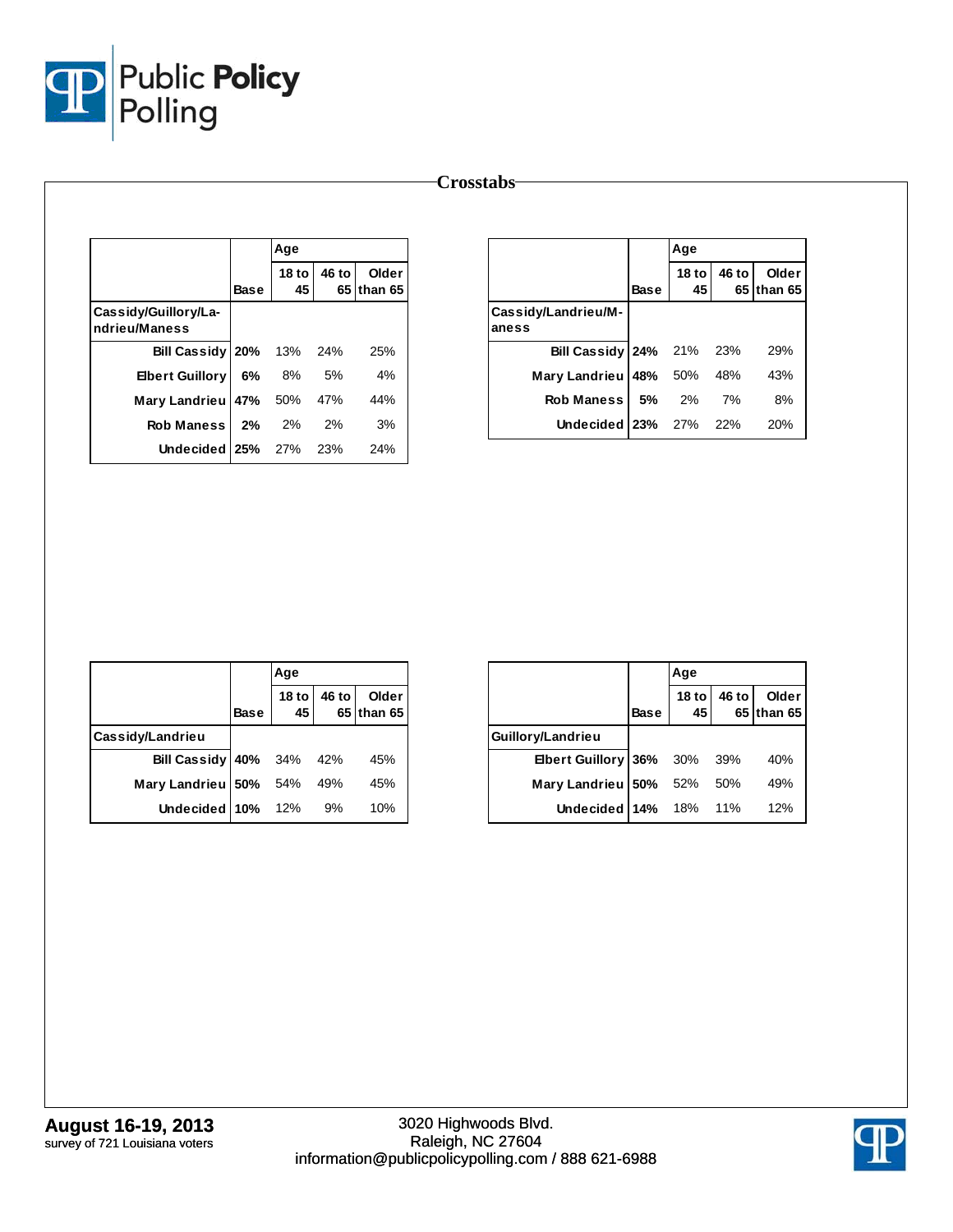# Crosstabs

| | Base | Age | | |
|---|---|---|---|---|
| | | 18 to 45 | 46 to 65 | Older than 65 |
| **Cassidy/Guillory/Landrieu/Maness** | | | | |
| Bill Cassidy | 20% | 13% | 24% | 25% |
| Elbert Guillory | 6% | 8% | 5% | 4% |
| Mary Landrieu | 47% | 50% | 47% | 44% |
| Rob Maness | 2% | 2% | 2% | 3% |
| Undecided | 25% | 27% | 23% | 24% |

| | Base | Age | | |
|---|---|---|---|---|
| | | 18 to 45 | 46 to 65 | Older than 65 |
| **Cassidy/Landrieu/Maness** | | | | |
| Bill Cassidy | 24% | 21% | 23% | 29% |
| Mary Landrieu | 48% | 50% | 48% | 43% |
| Rob Maness | 5% | 2% | 7% | 8% |
| Undecided | 23% | 27% | 22% | 20% |

| | Base | Age | | |
|---|---|---|---|---|
| | | 18 to 45 | 46 to 65 | Older than 65 |
| **Cassidy/Landrieu** | | | | |
| Bill Cassidy | 40% | 34% | 42% | 45% |
| Mary Landrieu | 50% | 54% | 49% | 45% |
| Undecided | 10% | 12% | 9% | 10% |

| | Base | Age | | |
|---|---|---|---|---|
| | | 18 to 45 | 46 to 65 | Older than 65 |
| **Guillory/Landrieu** | | | | |
| Elbert Guillory | 36% | 30% | 39% | 40% |
| Mary Landrieu | 50% | 52% | 50% | 49% |
| Undecided | 14% | 18% | 11% | 12% |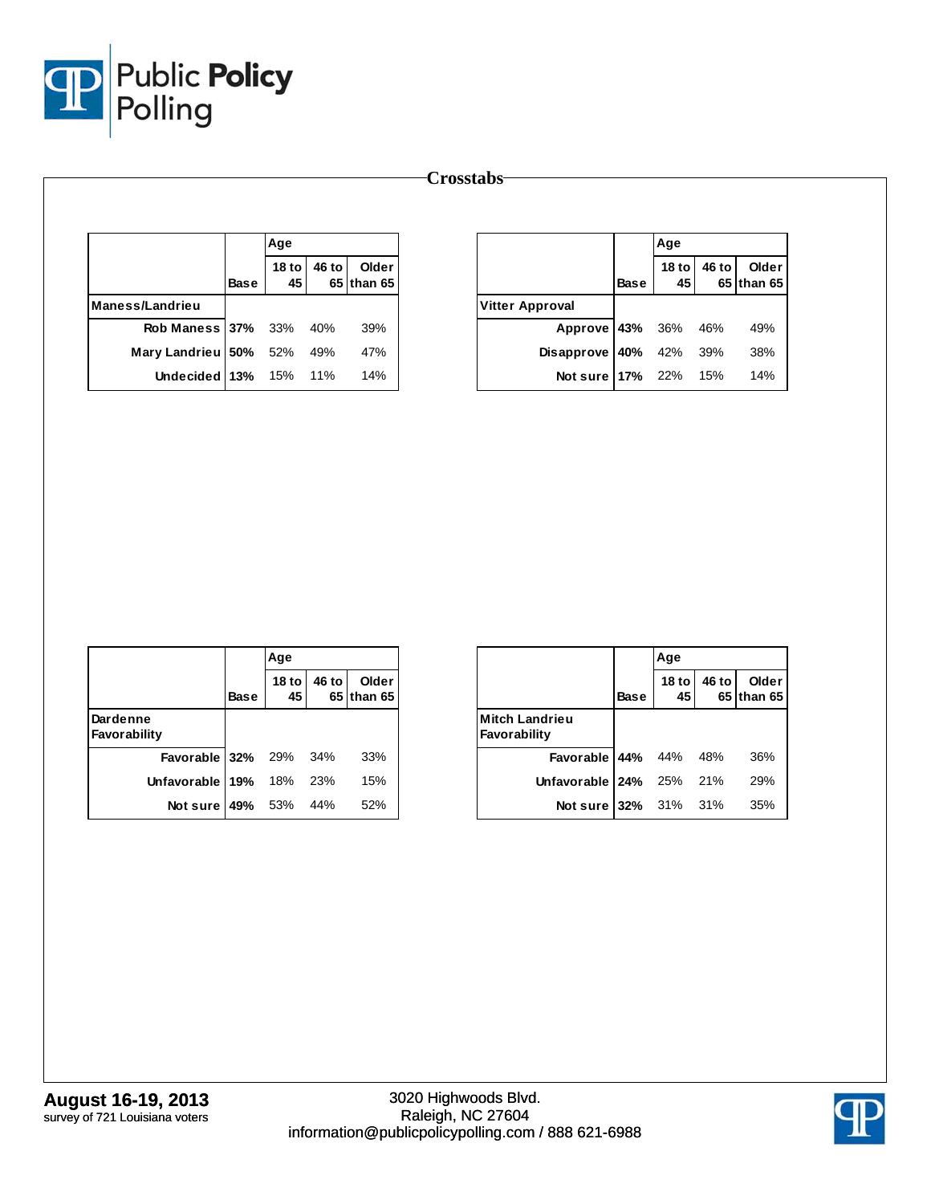## Crosstabs

| | | Age | | |
|---|---|---|---|---|
| | Base | 18 to 45 | 46 to 65 | Older than 65 |
| **Maness/Landrieu** | | | | |
| Rob Maness | 37% | 33% | 40% | 39% |
| Mary Landrieu | 50% | 52% | 49% | 47% |
| Undecided | 13% | 15% | 11% | 14% |

| | | Age | | |
|---|---|---|---|---|
| | Base | 18 to 45 | 46 to 65 | Older than 65 |
| **Vitter Approval** | | | | |
| Approve | 43% | 36% | 46% | 49% |
| Disapprove | 40% | 42% | 39% | 38% |
| Not sure | 17% | 22% | 15% | 14% |

| | | Age | | |
|---|---|---|---|---|
| | Base | 18 to 45 | 46 to 65 | Older than 65 |
| **Dardenne Favorability** | | | | |
| Favorable | 32% | 29% | 34% | 33% |
| Unfavorable | 19% | 18% | 23% | 15% |
| Not sure | 49% | 53% | 44% | 52% |

| | | Age | | |
|---|---|---|---|---|
| | Base | 18 to 45 | 46 to 65 | Older than 65 |
| **Mitch Landrieu Favorability** | | | | |
| Favorable | 44% | 44% | 48% | 36% |
| Unfavorable | 24% | 25% | 21% | 29% |
| Not sure | 32% | 31% | 31% | 35% |

**August 16-19, 2013**
survey of 721 Louisiana voters

3020 Highwoods Blvd.
Raleigh, NC 27604
information@publicpolicypolling.com / 888 621-6988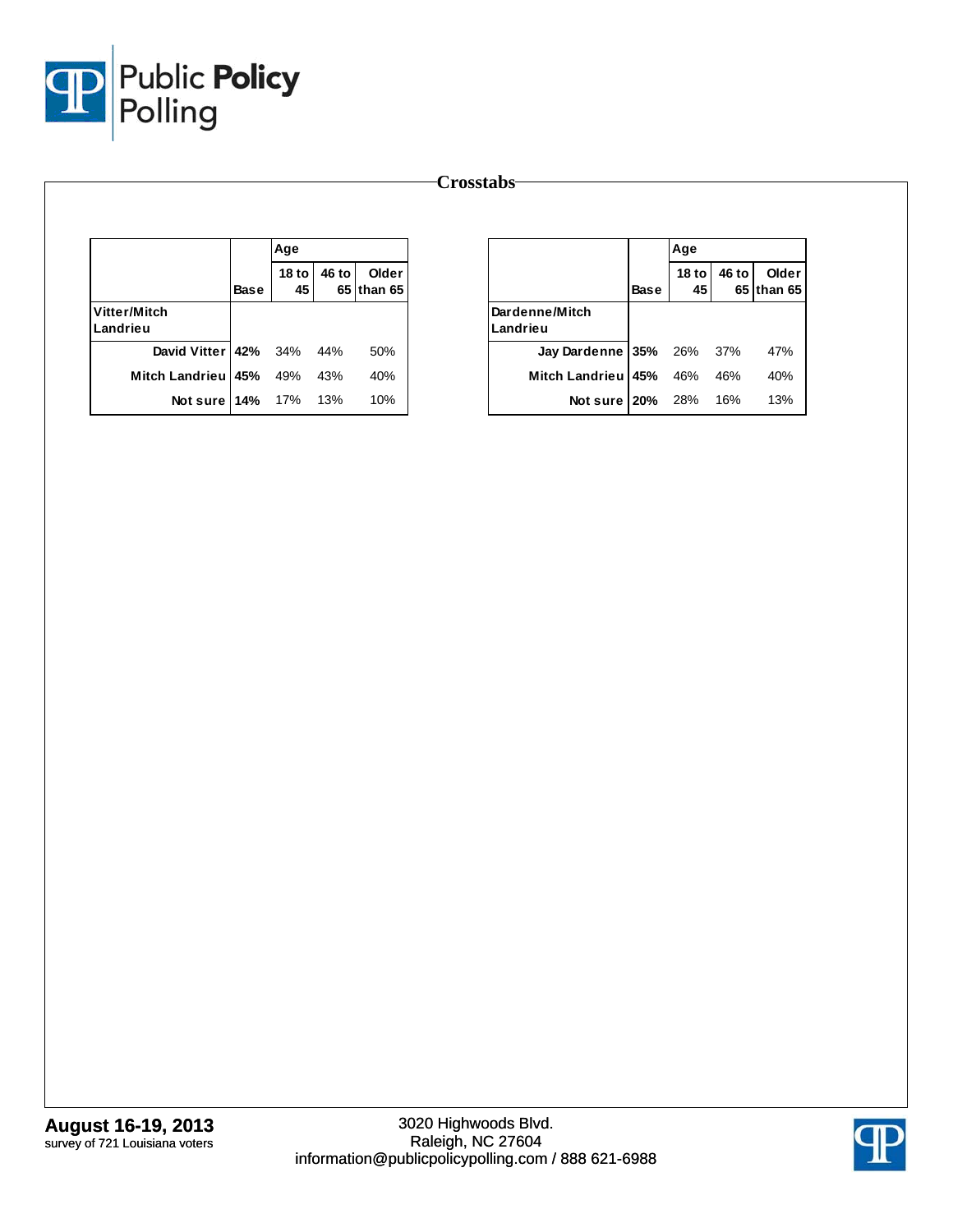# Crosstabs

| Vitter/Mitch Landrieu | Base | Age: 18 to 45 | 46 to 65 | Older than 65 |
|---|---|---|---|---|
| David Vitter | **42%** | 34% | 44% | 50% |
| Mitch Landrieu | **45%** | 49% | 43% | 40% |
| Not sure | **14%** | 17% | 13% | 10% |

| Dardenne/Mitch Landrieu | Base | Age: 18 to 45 | 46 to 65 | Older than 65 |
|---|---|---|---|---|
| Jay Dardenne | **35%** | 26% | 37% | 47% |
| Mitch Landrieu | **45%** | 46% | 46% | 40% |
| Not sure | **20%** | 28% | 16% | 13% |

**August 16-19, 2013**
survey of 721 Louisiana voters

3020 Highwoods Blvd.
Raleigh, NC 27604
information@publicpolicypolling.com / 888 621-6988